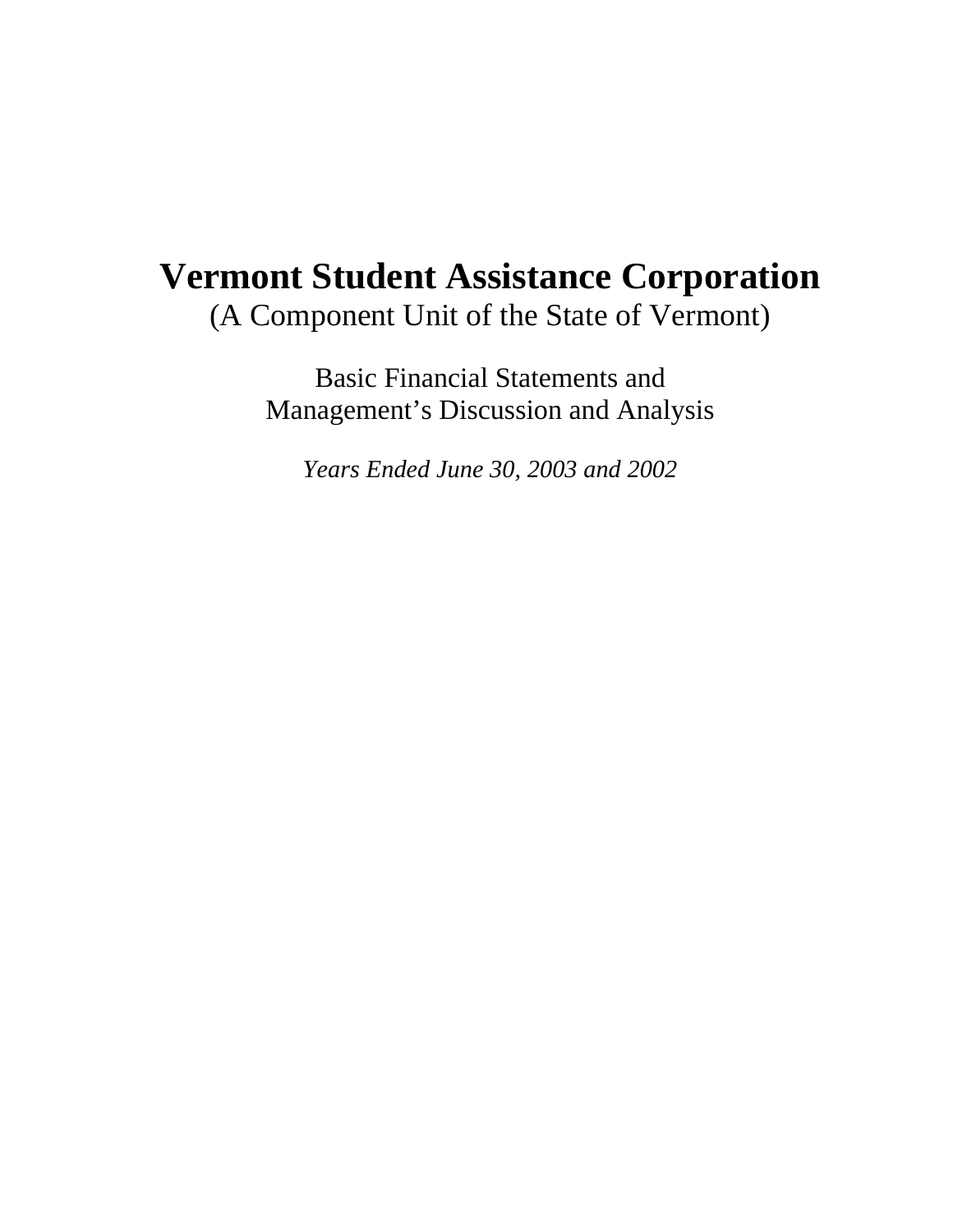# Vermont Student Assistance Corporation

(A Component Unit of the State of Vermont)

Basic Financial Statements and
Management's Discussion and Analysis

*Years Ended June 30, 2003 and 2002*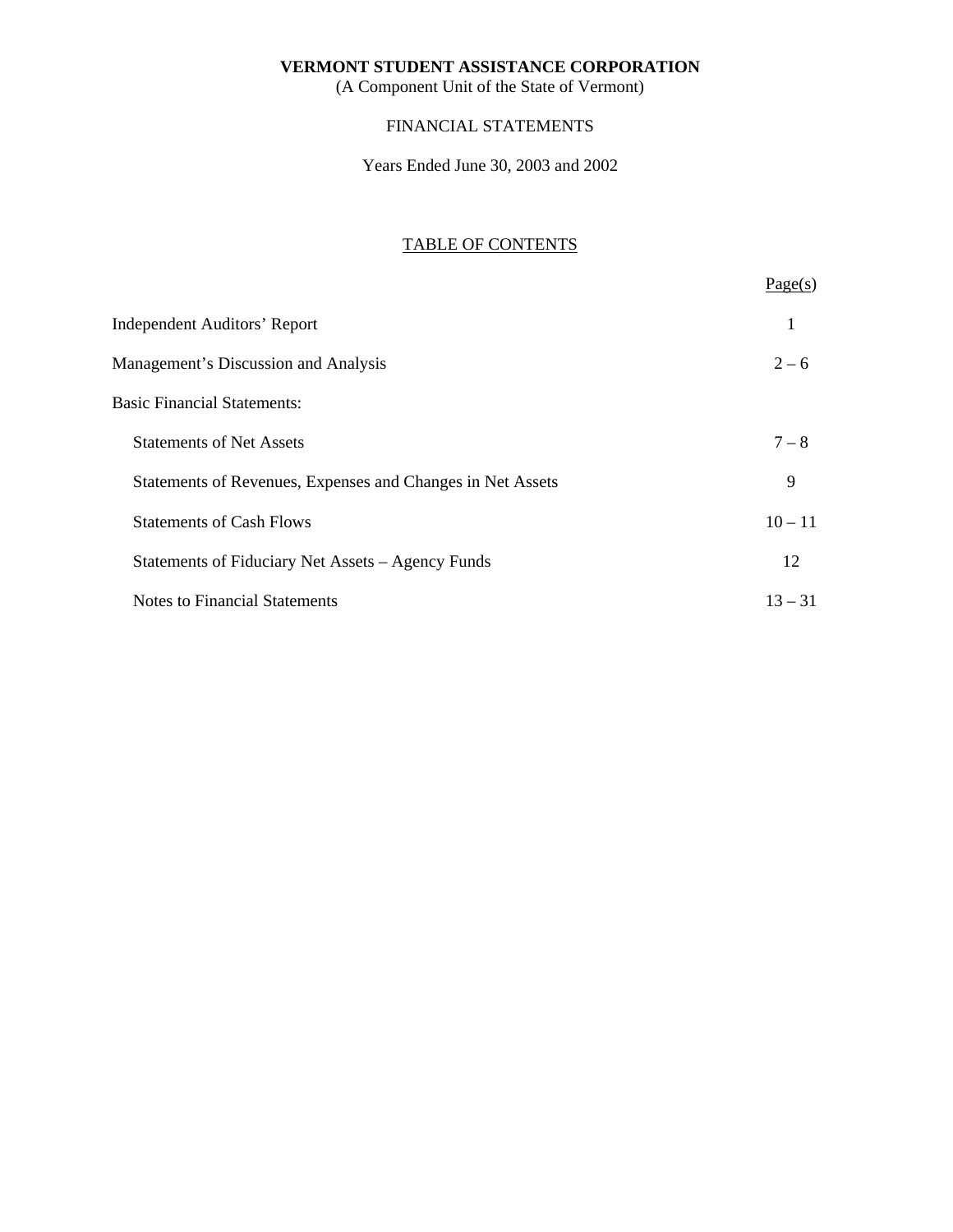**VERMONT STUDENT ASSISTANCE CORPORATION**
(A Component Unit of the State of Vermont)

FINANCIAL STATEMENTS

Years Ended June 30, 2003 and 2002

TABLE OF CONTENTS

| | Page(s) |
|---|---|
| Independent Auditors' Report | 1 |
| Management's Discussion and Analysis | 2 – 6 |
| Basic Financial Statements: | |
| Statements of Net Assets | 7 – 8 |
| Statements of Revenues, Expenses and Changes in Net Assets | 9 |
| Statements of Cash Flows | 10 – 11 |
| Statements of Fiduciary Net Assets – Agency Funds | 12 |
| Notes to Financial Statements | 13 – 31 |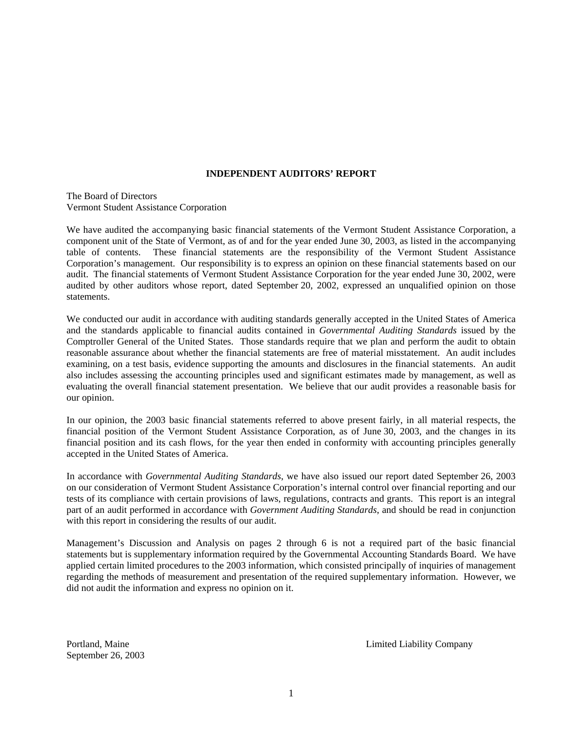## INDEPENDENT AUDITORS' REPORT

The Board of Directors
Vermont Student Assistance Corporation

We have audited the accompanying basic financial statements of the Vermont Student Assistance Corporation, a component unit of the State of Vermont, as of and for the year ended June 30, 2003, as listed in the accompanying table of contents. These financial statements are the responsibility of the Vermont Student Assistance Corporation's management. Our responsibility is to express an opinion on these financial statements based on our audit. The financial statements of Vermont Student Assistance Corporation for the year ended June 30, 2002, were audited by other auditors whose report, dated September 20, 2002, expressed an unqualified opinion on those statements.

We conducted our audit in accordance with auditing standards generally accepted in the United States of America and the standards applicable to financial audits contained in *Governmental Auditing Standards* issued by the Comptroller General of the United States. Those standards require that we plan and perform the audit to obtain reasonable assurance about whether the financial statements are free of material misstatement. An audit includes examining, on a test basis, evidence supporting the amounts and disclosures in the financial statements. An audit also includes assessing the accounting principles used and significant estimates made by management, as well as evaluating the overall financial statement presentation. We believe that our audit provides a reasonable basis for our opinion.

In our opinion, the 2003 basic financial statements referred to above present fairly, in all material respects, the financial position of the Vermont Student Assistance Corporation, as of June 30, 2003, and the changes in its financial position and its cash flows, for the year then ended in conformity with accounting principles generally accepted in the United States of America.

In accordance with *Governmental Auditing Standards*, we have also issued our report dated September 26, 2003 on our consideration of Vermont Student Assistance Corporation's internal control over financial reporting and our tests of its compliance with certain provisions of laws, regulations, contracts and grants. This report is an integral part of an audit performed in accordance with *Government Auditing Standards*, and should be read in conjunction with this report in considering the results of our audit.

Management's Discussion and Analysis on pages 2 through 6 is not a required part of the basic financial statements but is supplementary information required by the Governmental Accounting Standards Board. We have applied certain limited procedures to the 2003 information, which consisted principally of inquiries of management regarding the methods of measurement and presentation of the required supplementary information. However, we did not audit the information and express no opinion on it.

Portland, Maine
September 26, 2003

Limited Liability Company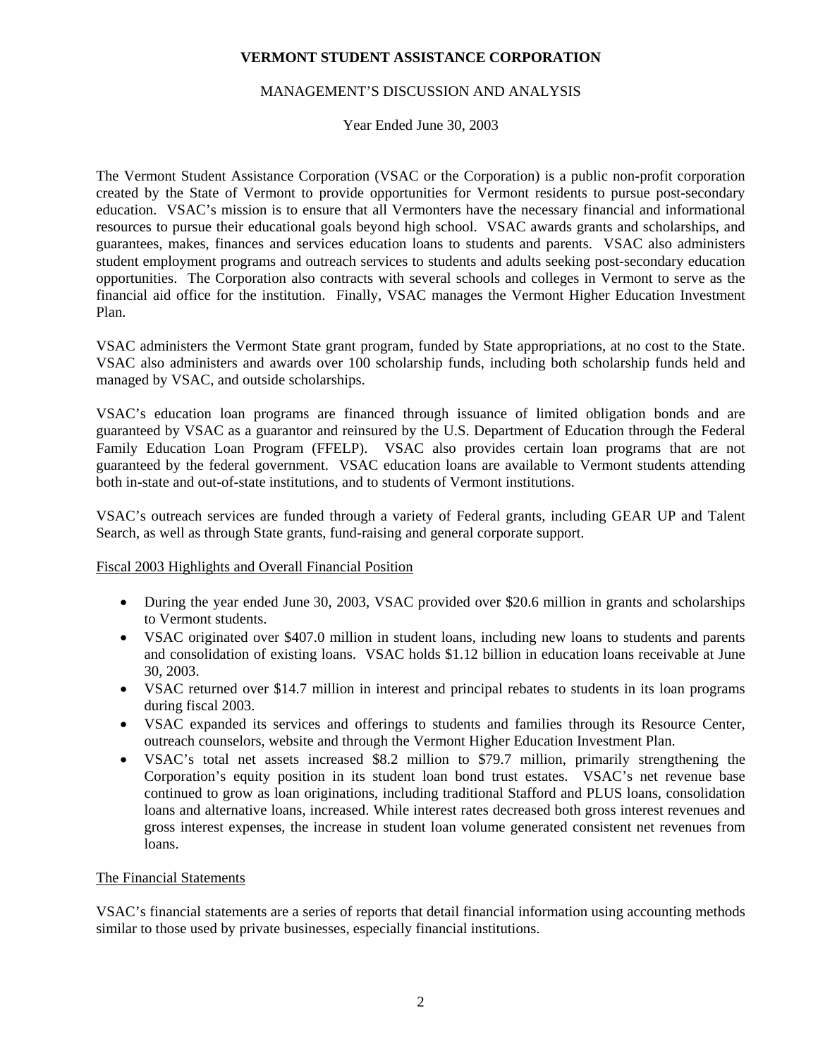**VERMONT STUDENT ASSISTANCE CORPORATION**

MANAGEMENT'S DISCUSSION AND ANALYSIS

Year Ended June 30, 2003

The Vermont Student Assistance Corporation (VSAC or the Corporation) is a public non-profit corporation created by the State of Vermont to provide opportunities for Vermont residents to pursue post-secondary education. VSAC's mission is to ensure that all Vermonters have the necessary financial and informational resources to pursue their educational goals beyond high school. VSAC awards grants and scholarships, and guarantees, makes, finances and services education loans to students and parents. VSAC also administers student employment programs and outreach services to students and adults seeking post-secondary education opportunities. The Corporation also contracts with several schools and colleges in Vermont to serve as the financial aid office for the institution. Finally, VSAC manages the Vermont Higher Education Investment Plan.

VSAC administers the Vermont State grant program, funded by State appropriations, at no cost to the State. VSAC also administers and awards over 100 scholarship funds, including both scholarship funds held and managed by VSAC, and outside scholarships.

VSAC's education loan programs are financed through issuance of limited obligation bonds and are guaranteed by VSAC as a guarantor and reinsured by the U.S. Department of Education through the Federal Family Education Loan Program (FFELP). VSAC also provides certain loan programs that are not guaranteed by the federal government. VSAC education loans are available to Vermont students attending both in-state and out-of-state institutions, and to students of Vermont institutions.

VSAC's outreach services are funded through a variety of Federal grants, including GEAR UP and Talent Search, as well as through State grants, fund-raising and general corporate support.

## Fiscal 2003 Highlights and Overall Financial Position

- During the year ended June 30, 2003, VSAC provided over \$20.6 million in grants and scholarships to Vermont students.
- VSAC originated over \$407.0 million in student loans, including new loans to students and parents and consolidation of existing loans. VSAC holds \$1.12 billion in education loans receivable at June 30, 2003.
- VSAC returned over \$14.7 million in interest and principal rebates to students in its loan programs during fiscal 2003.
- VSAC expanded its services and offerings to students and families through its Resource Center, outreach counselors, website and through the Vermont Higher Education Investment Plan.
- VSAC's total net assets increased \$8.2 million to \$79.7 million, primarily strengthening the Corporation's equity position in its student loan bond trust estates. VSAC's net revenue base continued to grow as loan originations, including traditional Stafford and PLUS loans, consolidation loans and alternative loans, increased. While interest rates decreased both gross interest revenues and gross interest expenses, the increase in student loan volume generated consistent net revenues from loans.

## The Financial Statements

VSAC's financial statements are a series of reports that detail financial information using accounting methods similar to those used by private businesses, especially financial institutions.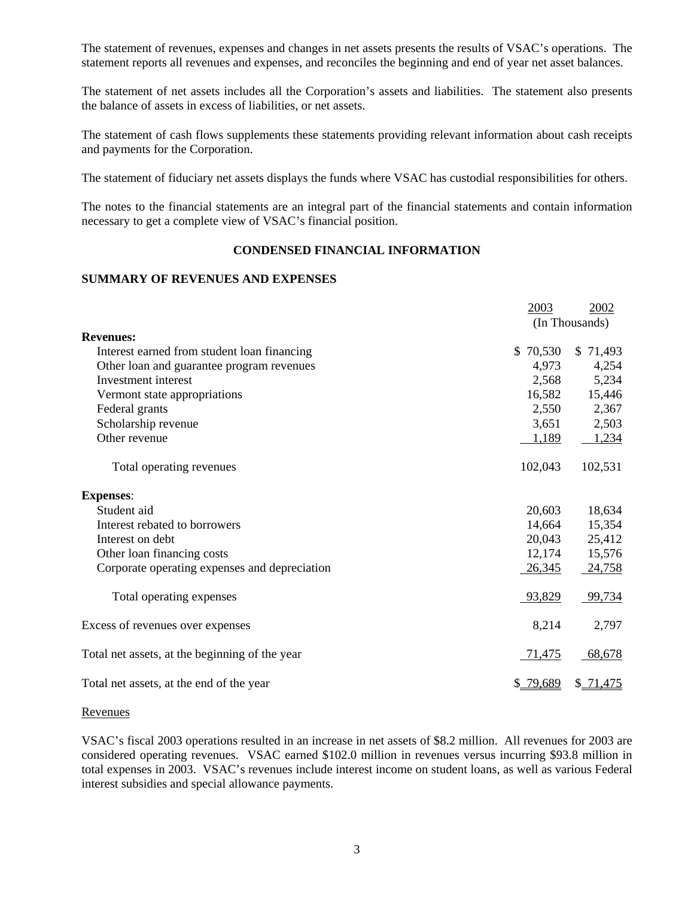The statement of revenues, expenses and changes in net assets presents the results of VSAC's operations. The statement reports all revenues and expenses, and reconciles the beginning and end of year net asset balances.

The statement of net assets includes all the Corporation's assets and liabilities. The statement also presents the balance of assets in excess of liabilities, or net assets.

The statement of cash flows supplements these statements providing relevant information about cash receipts and payments for the Corporation.

The statement of fiduciary net assets displays the funds where VSAC has custodial responsibilities for others.

The notes to the financial statements are an integral part of the financial statements and contain information necessary to get a complete view of VSAC's financial position.

## CONDENSED FINANCIAL INFORMATION

### SUMMARY OF REVENUES AND EXPENSES

| | 2003 | 2002 |
|---|---|---|
| | (In Thousands) | |
| **Revenues:** | | |
| Interest earned from student loan financing | $ 70,530 | $ 71,493 |
| Other loan and guarantee program revenues | 4,973 | 4,254 |
| Investment interest | 2,568 | 5,234 |
| Vermont state appropriations | 16,582 | 15,446 |
| Federal grants | 2,550 | 2,367 |
| Scholarship revenue | 3,651 | 2,503 |
| Other revenue | 1,189 | 1,234 |
| Total operating revenues | 102,043 | 102,531 |
| **Expenses**: | | |
| Student aid | 20,603 | 18,634 |
| Interest rebated to borrowers | 14,664 | 15,354 |
| Interest on debt | 20,043 | 25,412 |
| Other loan financing costs | 12,174 | 15,576 |
| Corporate operating expenses and depreciation | 26,345 | 24,758 |
| Total operating expenses | 93,829 | 99,734 |
| Excess of revenues over expenses | 8,214 | 2,797 |
| Total net assets, at the beginning of the year | 71,475 | 68,678 |
| Total net assets, at the end of the year | $ 79,689 | $ 71,475 |

Revenues

VSAC's fiscal 2003 operations resulted in an increase in net assets of $8.2 million. All revenues for 2003 are considered operating revenues. VSAC earned $102.0 million in revenues versus incurring $93.8 million in total expenses in 2003. VSAC's revenues include interest income on student loans, as well as various Federal interest subsidies and special allowance payments.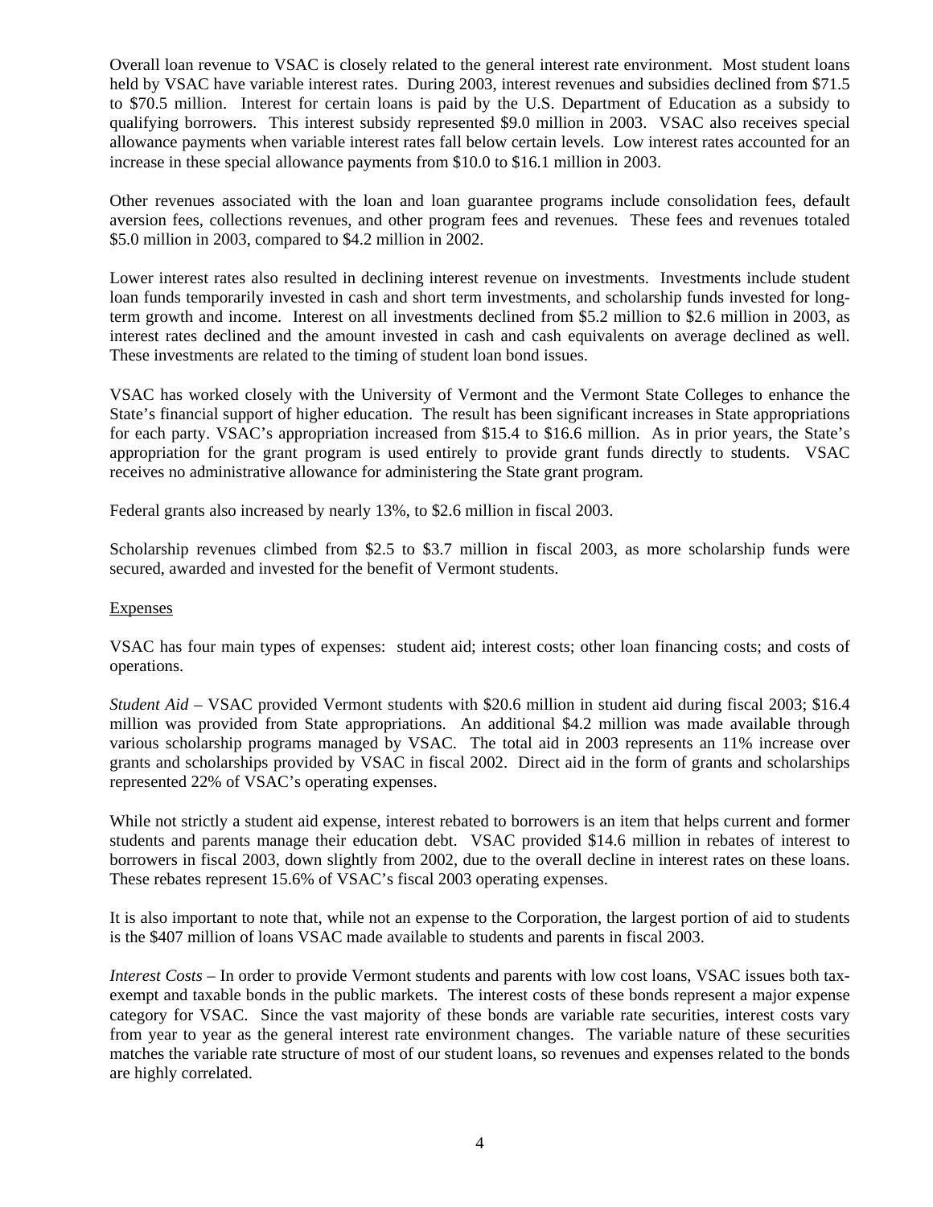Overall loan revenue to VSAC is closely related to the general interest rate environment. Most student loans held by VSAC have variable interest rates. During 2003, interest revenues and subsidies declined from $71.5 to $70.5 million. Interest for certain loans is paid by the U.S. Department of Education as a subsidy to qualifying borrowers. This interest subsidy represented $9.0 million in 2003. VSAC also receives special allowance payments when variable interest rates fall below certain levels. Low interest rates accounted for an increase in these special allowance payments from $10.0 to $16.1 million in 2003.

Other revenues associated with the loan and loan guarantee programs include consolidation fees, default aversion fees, collections revenues, and other program fees and revenues. These fees and revenues totaled $5.0 million in 2003, compared to $4.2 million in 2002.

Lower interest rates also resulted in declining interest revenue on investments. Investments include student loan funds temporarily invested in cash and short term investments, and scholarship funds invested for long-term growth and income. Interest on all investments declined from $5.2 million to $2.6 million in 2003, as interest rates declined and the amount invested in cash and cash equivalents on average declined as well. These investments are related to the timing of student loan bond issues.

VSAC has worked closely with the University of Vermont and the Vermont State Colleges to enhance the State's financial support of higher education. The result has been significant increases in State appropriations for each party. VSAC's appropriation increased from $15.4 to $16.6 million. As in prior years, the State's appropriation for the grant program is used entirely to provide grant funds directly to students. VSAC receives no administrative allowance for administering the State grant program.

Federal grants also increased by nearly 13%, to $2.6 million in fiscal 2003.

Scholarship revenues climbed from $2.5 to $3.7 million in fiscal 2003, as more scholarship funds were secured, awarded and invested for the benefit of Vermont students.

<u>Expenses</u>

VSAC has four main types of expenses: student aid; interest costs; other loan financing costs; and costs of operations.

*Student Aid* – VSAC provided Vermont students with $20.6 million in student aid during fiscal 2003; $16.4 million was provided from State appropriations. An additional $4.2 million was made available through various scholarship programs managed by VSAC. The total aid in 2003 represents an 11% increase over grants and scholarships provided by VSAC in fiscal 2002. Direct aid in the form of grants and scholarships represented 22% of VSAC's operating expenses.

While not strictly a student aid expense, interest rebated to borrowers is an item that helps current and former students and parents manage their education debt. VSAC provided $14.6 million in rebates of interest to borrowers in fiscal 2003, down slightly from 2002, due to the overall decline in interest rates on these loans. These rebates represent 15.6% of VSAC's fiscal 2003 operating expenses.

It is also important to note that, while not an expense to the Corporation, the largest portion of aid to students is the $407 million of loans VSAC made available to students and parents in fiscal 2003.

*Interest Costs* – In order to provide Vermont students and parents with low cost loans, VSAC issues both tax-exempt and taxable bonds in the public markets. The interest costs of these bonds represent a major expense category for VSAC. Since the vast majority of these bonds are variable rate securities, interest costs vary from year to year as the general interest rate environment changes. The variable nature of these securities matches the variable rate structure of most of our student loans, so revenues and expenses related to the bonds are highly correlated.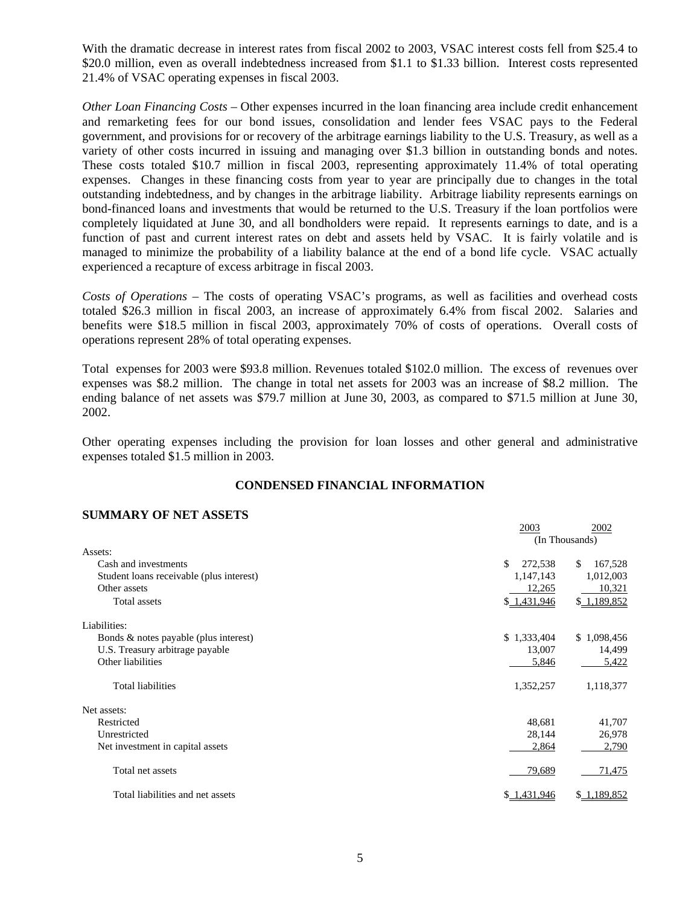With the dramatic decrease in interest rates from fiscal 2002 to 2003, VSAC interest costs fell from $25.4 to $20.0 million, even as overall indebtedness increased from $1.1 to $1.33 billion. Interest costs represented 21.4% of VSAC operating expenses in fiscal 2003.

*Other Loan Financing Costs* – Other expenses incurred in the loan financing area include credit enhancement and remarketing fees for our bond issues, consolidation and lender fees VSAC pays to the Federal government, and provisions for or recovery of the arbitrage earnings liability to the U.S. Treasury, as well as a variety of other costs incurred in issuing and managing over $1.3 billion in outstanding bonds and notes. These costs totaled $10.7 million in fiscal 2003, representing approximately 11.4% of total operating expenses. Changes in these financing costs from year to year are principally due to changes in the total outstanding indebtedness, and by changes in the arbitrage liability. Arbitrage liability represents earnings on bond-financed loans and investments that would be returned to the U.S. Treasury if the loan portfolios were completely liquidated at June 30, and all bondholders were repaid. It represents earnings to date, and is a function of past and current interest rates on debt and assets held by VSAC. It is fairly volatile and is managed to minimize the probability of a liability balance at the end of a bond life cycle. VSAC actually experienced a recapture of excess arbitrage in fiscal 2003.

*Costs of Operations* – The costs of operating VSAC's programs, as well as facilities and overhead costs totaled $26.3 million in fiscal 2003, an increase of approximately 6.4% from fiscal 2002. Salaries and benefits were $18.5 million in fiscal 2003, approximately 70% of costs of operations. Overall costs of operations represent 28% of total operating expenses.

Total expenses for 2003 were $93.8 million. Revenues totaled $102.0 million. The excess of revenues over expenses was $8.2 million. The change in total net assets for 2003 was an increase of $8.2 million. The ending balance of net assets was $79.7 million at June 30, 2003, as compared to $71.5 million at June 30, 2002.

Other operating expenses including the provision for loan losses and other general and administrative expenses totaled $1.5 million in 2003.

## CONDENSED FINANCIAL INFORMATION

### SUMMARY OF NET ASSETS

| | 2003 | 2002 |
|---|---|---|
| | (In Thousands) | |
| Assets: | | |
| Cash and investments | $ 272,538 | $ 167,528 |
| Student loans receivable (plus interest) | 1,147,143 | 1,012,003 |
| Other assets | 12,265 | 10,321 |
| Total assets | $ 1,431,946 | $ 1,189,852 |
| Liabilities: | | |
| Bonds & notes payable (plus interest) | $ 1,333,404 | $ 1,098,456 |
| U.S. Treasury arbitrage payable | 13,007 | 14,499 |
| Other liabilities | 5,846 | 5,422 |
| Total liabilities | 1,352,257 | 1,118,377 |
| Net assets: | | |
| Restricted | 48,681 | 41,707 |
| Unrestricted | 28,144 | 26,978 |
| Net investment in capital assets | 2,864 | 2,790 |
| Total net assets | 79,689 | 71,475 |
| Total liabilities and net assets | $ 1,431,946 | $ 1,189,852 |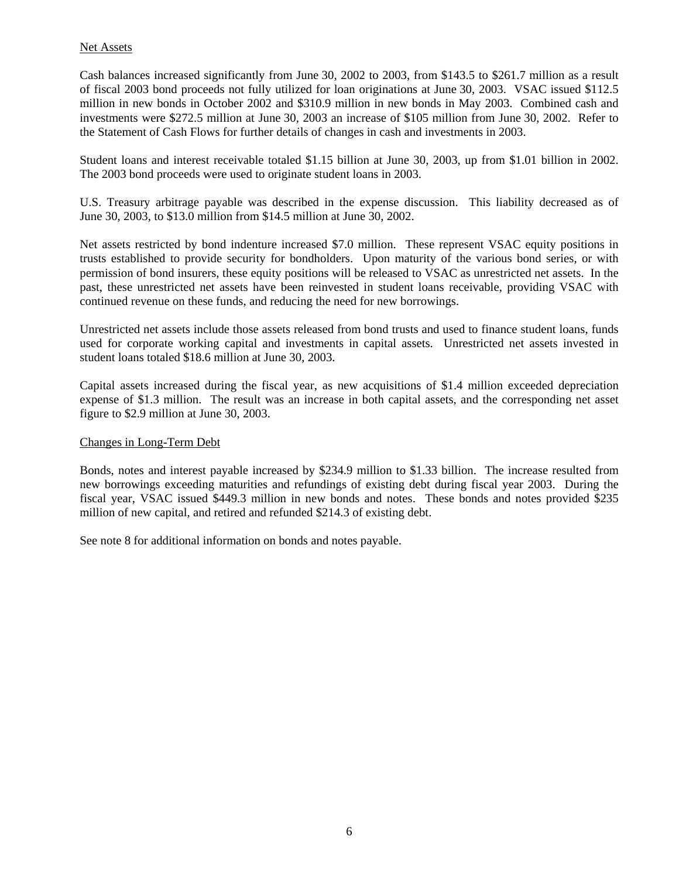## Net Assets

Cash balances increased significantly from June 30, 2002 to 2003, from $143.5 to $261.7 million as a result of fiscal 2003 bond proceeds not fully utilized for loan originations at June 30, 2003. VSAC issued $112.5 million in new bonds in October 2002 and $310.9 million in new bonds in May 2003. Combined cash and investments were $272.5 million at June 30, 2003 an increase of $105 million from June 30, 2002. Refer to the Statement of Cash Flows for further details of changes in cash and investments in 2003.

Student loans and interest receivable totaled $1.15 billion at June 30, 2003, up from $1.01 billion in 2002. The 2003 bond proceeds were used to originate student loans in 2003.

U.S. Treasury arbitrage payable was described in the expense discussion. This liability decreased as of June 30, 2003, to $13.0 million from $14.5 million at June 30, 2002.

Net assets restricted by bond indenture increased $7.0 million. These represent VSAC equity positions in trusts established to provide security for bondholders. Upon maturity of the various bond series, or with permission of bond insurers, these equity positions will be released to VSAC as unrestricted net assets. In the past, these unrestricted net assets have been reinvested in student loans receivable, providing VSAC with continued revenue on these funds, and reducing the need for new borrowings.

Unrestricted net assets include those assets released from bond trusts and used to finance student loans, funds used for corporate working capital and investments in capital assets. Unrestricted net assets invested in student loans totaled $18.6 million at June 30, 2003.

Capital assets increased during the fiscal year, as new acquisitions of $1.4 million exceeded depreciation expense of $1.3 million. The result was an increase in both capital assets, and the corresponding net asset figure to $2.9 million at June 30, 2003.

## Changes in Long-Term Debt

Bonds, notes and interest payable increased by $234.9 million to $1.33 billion. The increase resulted from new borrowings exceeding maturities and refundings of existing debt during fiscal year 2003. During the fiscal year, VSAC issued $449.3 million in new bonds and notes. These bonds and notes provided $235 million of new capital, and retired and refunded $214.3 of existing debt.

See note 8 for additional information on bonds and notes payable.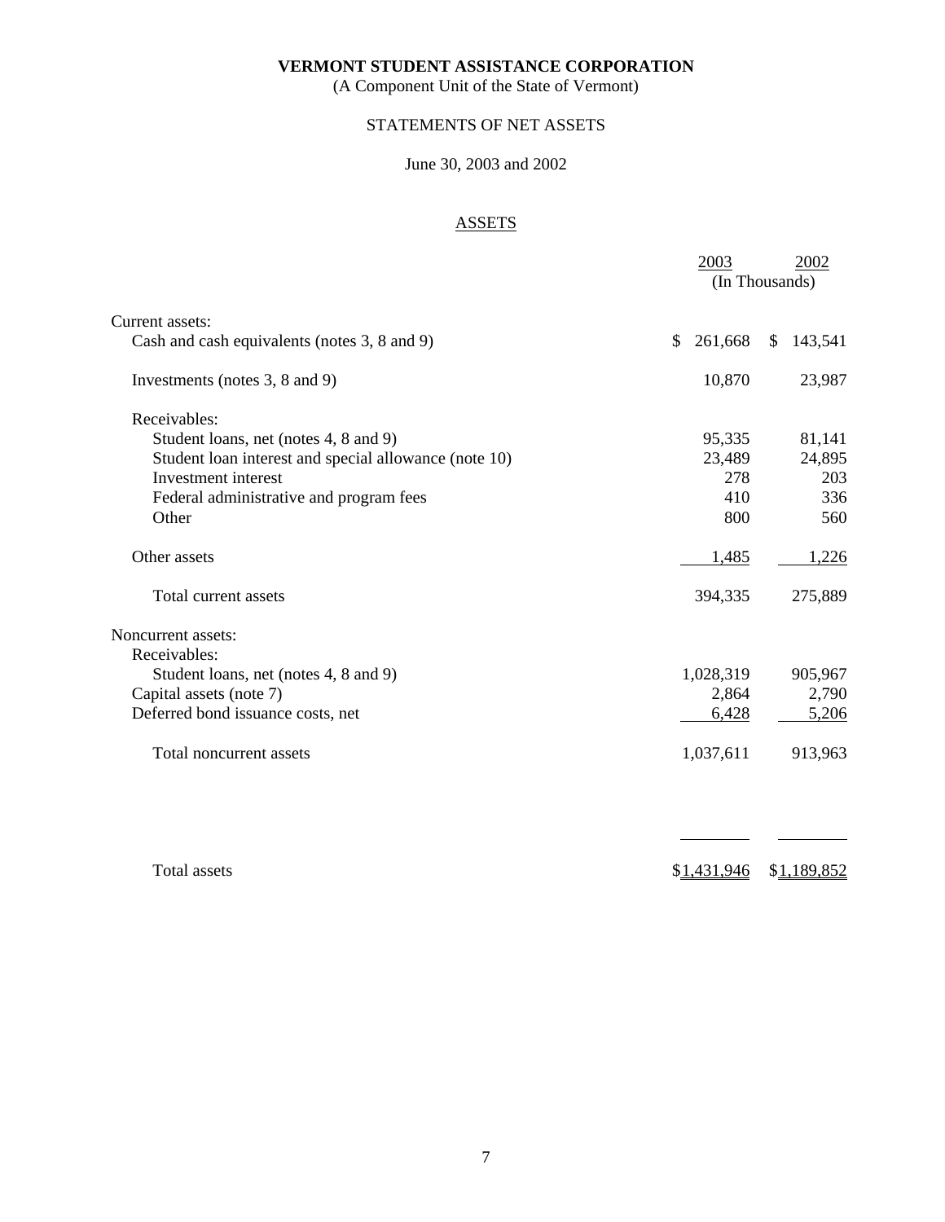**VERMONT STUDENT ASSISTANCE CORPORATION**

(A Component Unit of the State of Vermont)

STATEMENTS OF NET ASSETS

June 30, 2003 and 2002

ASSETS

| | 2003 | 2002 |
|---|---|---|
| | (In Thousands) | |
| Current assets: | | |
| Cash and cash equivalents (notes 3, 8 and 9) | $ 261,668 | $ 143,541 |
| Investments (notes 3, 8 and 9) | 10,870 | 23,987 |
| Receivables: | | |
| Student loans, net (notes 4, 8 and 9) | 95,335 | 81,141 |
| Student loan interest and special allowance (note 10) | 23,489 | 24,895 |
| Investment interest | 278 | 203 |
| Federal administrative and program fees | 410 | 336 |
| Other | 800 | 560 |
| Other assets | 1,485 | 1,226 |
| Total current assets | 394,335 | 275,889 |
| Noncurrent assets: | | |
| Receivables: | | |
| Student loans, net (notes 4, 8 and 9) | 1,028,319 | 905,967 |
| Capital assets (note 7) | 2,864 | 2,790 |
| Deferred bond issuance costs, net | 6,428 | 5,206 |
| Total noncurrent assets | 1,037,611 | 913,963 |
| Total assets | $1,431,946 | $1,189,852 |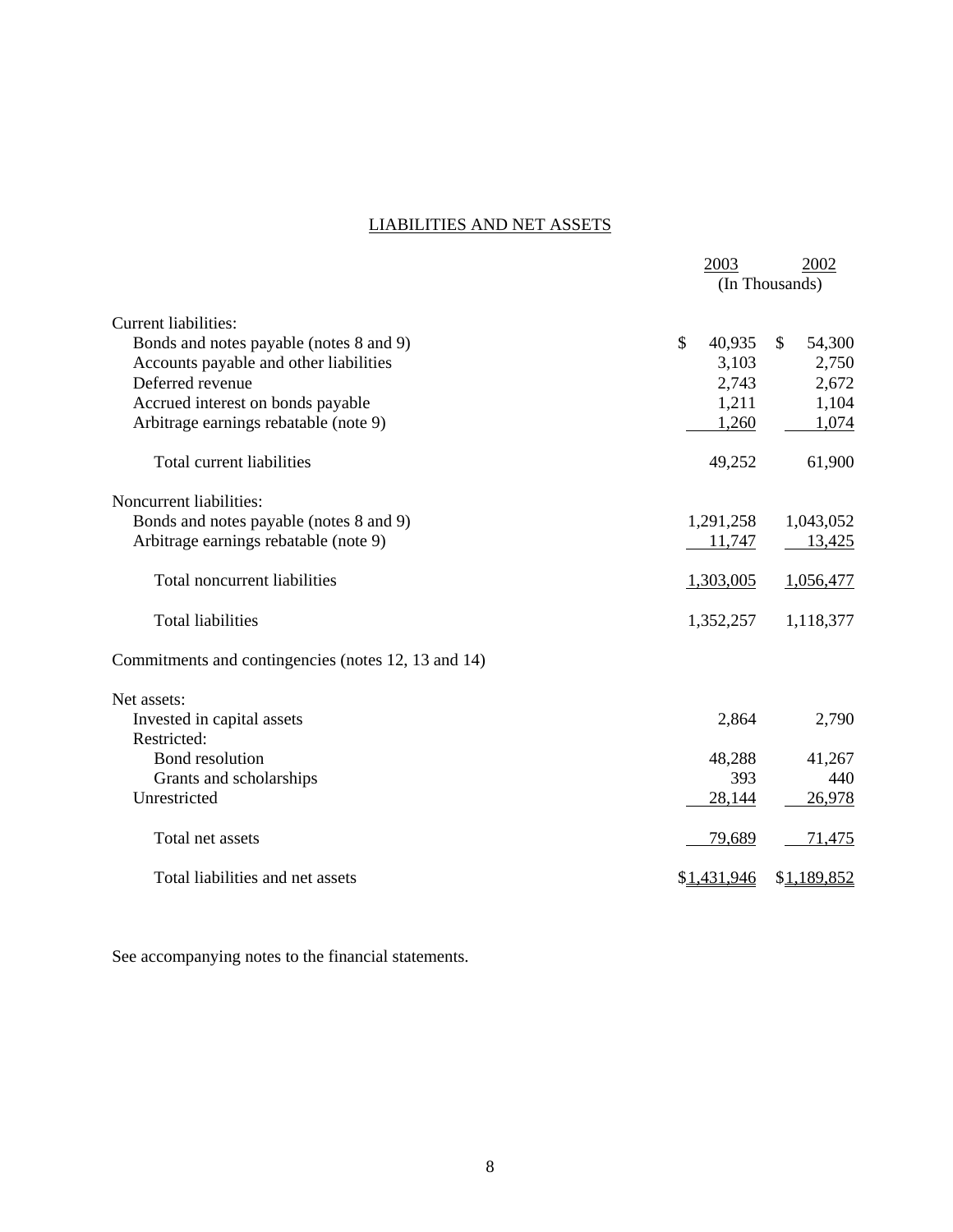## LIABILITIES AND NET ASSETS

| | 2003 | 2002 |
|---|---|---|
| | (In Thousands) | |
| Current liabilities: | | |
| Bonds and notes payable (notes 8 and 9) | $ 40,935 | $ 54,300 |
| Accounts payable and other liabilities | 3,103 | 2,750 |
| Deferred revenue | 2,743 | 2,672 |
| Accrued interest on bonds payable | 1,211 | 1,104 |
| Arbitrage earnings rebatable (note 9) | 1,260 | 1,074 |
| Total current liabilities | 49,252 | 61,900 |
| Noncurrent liabilities: | | |
| Bonds and notes payable (notes 8 and 9) | 1,291,258 | 1,043,052 |
| Arbitrage earnings rebatable (note 9) | 11,747 | 13,425 |
| Total noncurrent liabilities | 1,303,005 | 1,056,477 |
| Total liabilities | 1,352,257 | 1,118,377 |
| Commitments and contingencies (notes 12, 13 and 14) | | |
| Net assets: | | |
| Invested in capital assets | 2,864 | 2,790 |
| Restricted: | | |
| Bond resolution | 48,288 | 41,267 |
| Grants and scholarships | 393 | 440 |
| Unrestricted | 28,144 | 26,978 |
| Total net assets | 79,689 | 71,475 |
| Total liabilities and net assets | $1,431,946 | $1,189,852 |

See accompanying notes to the financial statements.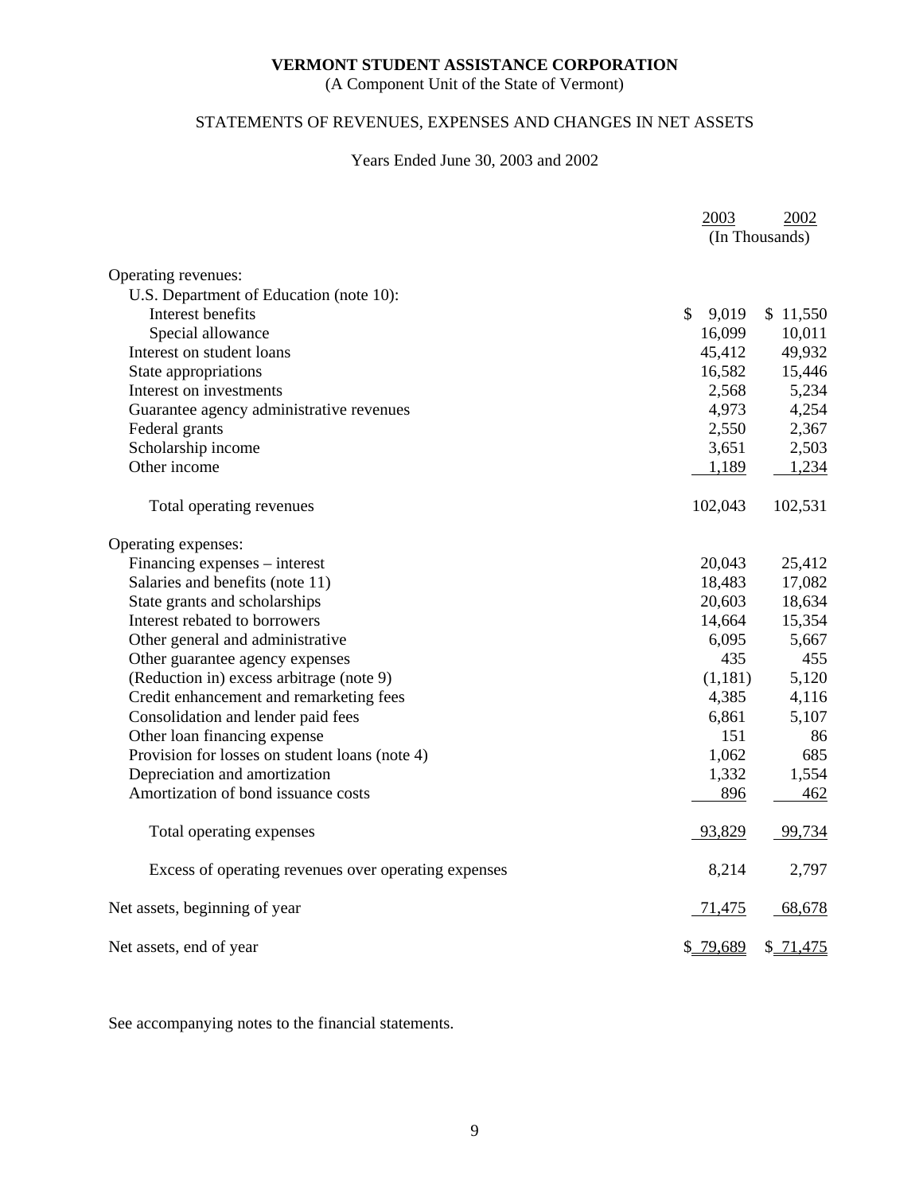**VERMONT STUDENT ASSISTANCE CORPORATION**

(A Component Unit of the State of Vermont)

STATEMENTS OF REVENUES, EXPENSES AND CHANGES IN NET ASSETS

Years Ended June 30, 2003 and 2002

| | 2003 | 2002 |
|---|---|---|
| | (In Thousands) | |
| Operating revenues: | | |
| U.S. Department of Education (note 10): | | |
| Interest benefits | $ 9,019 | $ 11,550 |
| Special allowance | 16,099 | 10,011 |
| Interest on student loans | 45,412 | 49,932 |
| State appropriations | 16,582 | 15,446 |
| Interest on investments | 2,568 | 5,234 |
| Guarantee agency administrative revenues | 4,973 | 4,254 |
| Federal grants | 2,550 | 2,367 |
| Scholarship income | 3,651 | 2,503 |
| Other income | 1,189 | 1,234 |
| Total operating revenues | 102,043 | 102,531 |
| Operating expenses: | | |
| Financing expenses – interest | 20,043 | 25,412 |
| Salaries and benefits (note 11) | 18,483 | 17,082 |
| State grants and scholarships | 20,603 | 18,634 |
| Interest rebated to borrowers | 14,664 | 15,354 |
| Other general and administrative | 6,095 | 5,667 |
| Other guarantee agency expenses | 435 | 455 |
| (Reduction in) excess arbitrage (note 9) | (1,181) | 5,120 |
| Credit enhancement and remarketing fees | 4,385 | 4,116 |
| Consolidation and lender paid fees | 6,861 | 5,107 |
| Other loan financing expense | 151 | 86 |
| Provision for losses on student loans (note 4) | 1,062 | 685 |
| Depreciation and amortization | 1,332 | 1,554 |
| Amortization of bond issuance costs | 896 | 462 |
| Total operating expenses | 93,829 | 99,734 |
| Excess of operating revenues over operating expenses | 8,214 | 2,797 |
| Net assets, beginning of year | 71,475 | 68,678 |
| Net assets, end of year | $ 79,689 | $ 71,475 |

See accompanying notes to the financial statements.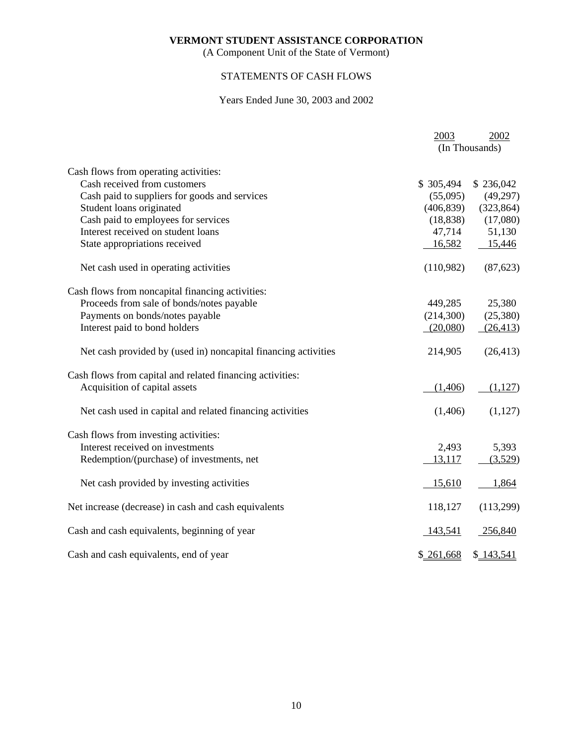**VERMONT STUDENT ASSISTANCE CORPORATION**

(A Component Unit of the State of Vermont)

STATEMENTS OF CASH FLOWS

Years Ended June 30, 2003 and 2002

| | 2003 | 2002 |
|---|---|---|
| | (In Thousands) | |
| Cash flows from operating activities: | | |
| Cash received from customers | $ 305,494 | $ 236,042 |
| Cash paid to suppliers for goods and services | (55,095) | (49,297) |
| Student loans originated | (406,839) | (323,864) |
| Cash paid to employees for services | (18,838) | (17,080) |
| Interest received on student loans | 47,714 | 51,130 |
| State appropriations received | 16,582 | 15,446 |
| Net cash used in operating activities | (110,982) | (87,623) |
| Cash flows from noncapital financing activities: | | |
| Proceeds from sale of bonds/notes payable | 449,285 | 25,380 |
| Payments on bonds/notes payable | (214,300) | (25,380) |
| Interest paid to bond holders | (20,080) | (26,413) |
| Net cash provided by (used in) noncapital financing activities | 214,905 | (26,413) |
| Cash flows from capital and related financing activities: | | |
| Acquisition of capital assets | (1,406) | (1,127) |
| Net cash used in capital and related financing activities | (1,406) | (1,127) |
| Cash flows from investing activities: | | |
| Interest received on investments | 2,493 | 5,393 |
| Redemption/(purchase) of investments, net | 13,117 | (3,529) |
| Net cash provided by investing activities | 15,610 | 1,864 |
| Net increase (decrease) in cash and cash equivalents | 118,127 | (113,299) |
| Cash and cash equivalents, beginning of year | 143,541 | 256,840 |
| Cash and cash equivalents, end of year | $ 261,668 | $ 143,541 |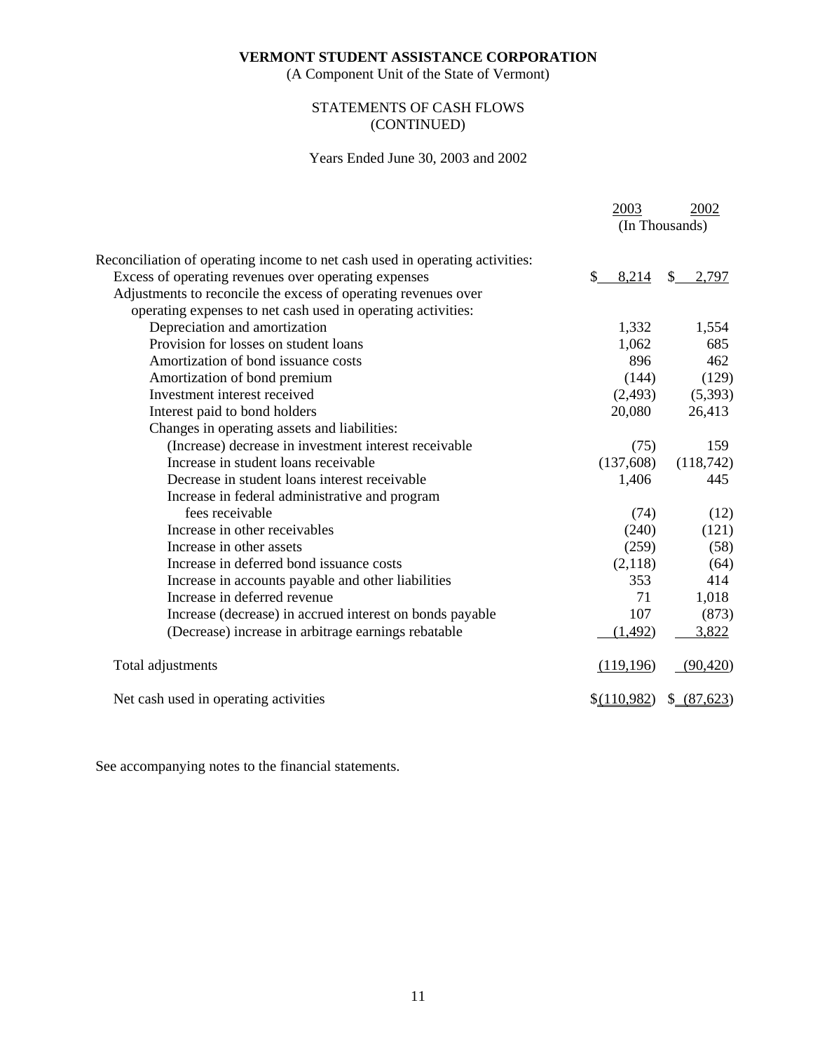**VERMONT STUDENT ASSISTANCE CORPORATION**
(A Component Unit of the State of Vermont)

STATEMENTS OF CASH FLOWS
(CONTINUED)

Years Ended June 30, 2003 and 2002

| | 2003 | 2002 |
|---|---|---|
| | (In Thousands) | |
| Reconciliation of operating income to net cash used in operating activities: | | |
| Excess of operating revenues over operating expenses | $ 8,214 | $ 2,797 |
| Adjustments to reconcile the excess of operating revenues over operating expenses to net cash used in operating activities: | | |
| Depreciation and amortization | 1,332 | 1,554 |
| Provision for losses on student loans | 1,062 | 685 |
| Amortization of bond issuance costs | 896 | 462 |
| Amortization of bond premium | (144) | (129) |
| Investment interest received | (2,493) | (5,393) |
| Interest paid to bond holders | 20,080 | 26,413 |
| Changes in operating assets and liabilities: | | |
| (Increase) decrease in investment interest receivable | (75) | 159 |
| Increase in student loans receivable | (137,608) | (118,742) |
| Decrease in student loans interest receivable | 1,406 | 445 |
| Increase in federal administrative and program fees receivable | (74) | (12) |
| Increase in other receivables | (240) | (121) |
| Increase in other assets | (259) | (58) |
| Increase in deferred bond issuance costs | (2,118) | (64) |
| Increase in accounts payable and other liabilities | 353 | 414 |
| Increase in deferred revenue | 71 | 1,018 |
| Increase (decrease) in accrued interest on bonds payable | 107 | (873) |
| (Decrease) increase in arbitrage earnings rebatable | (1,492) | 3,822 |
| Total adjustments | (119,196) | (90,420) |
| Net cash used in operating activities | $(110,982) | $ (87,623) |

See accompanying notes to the financial statements.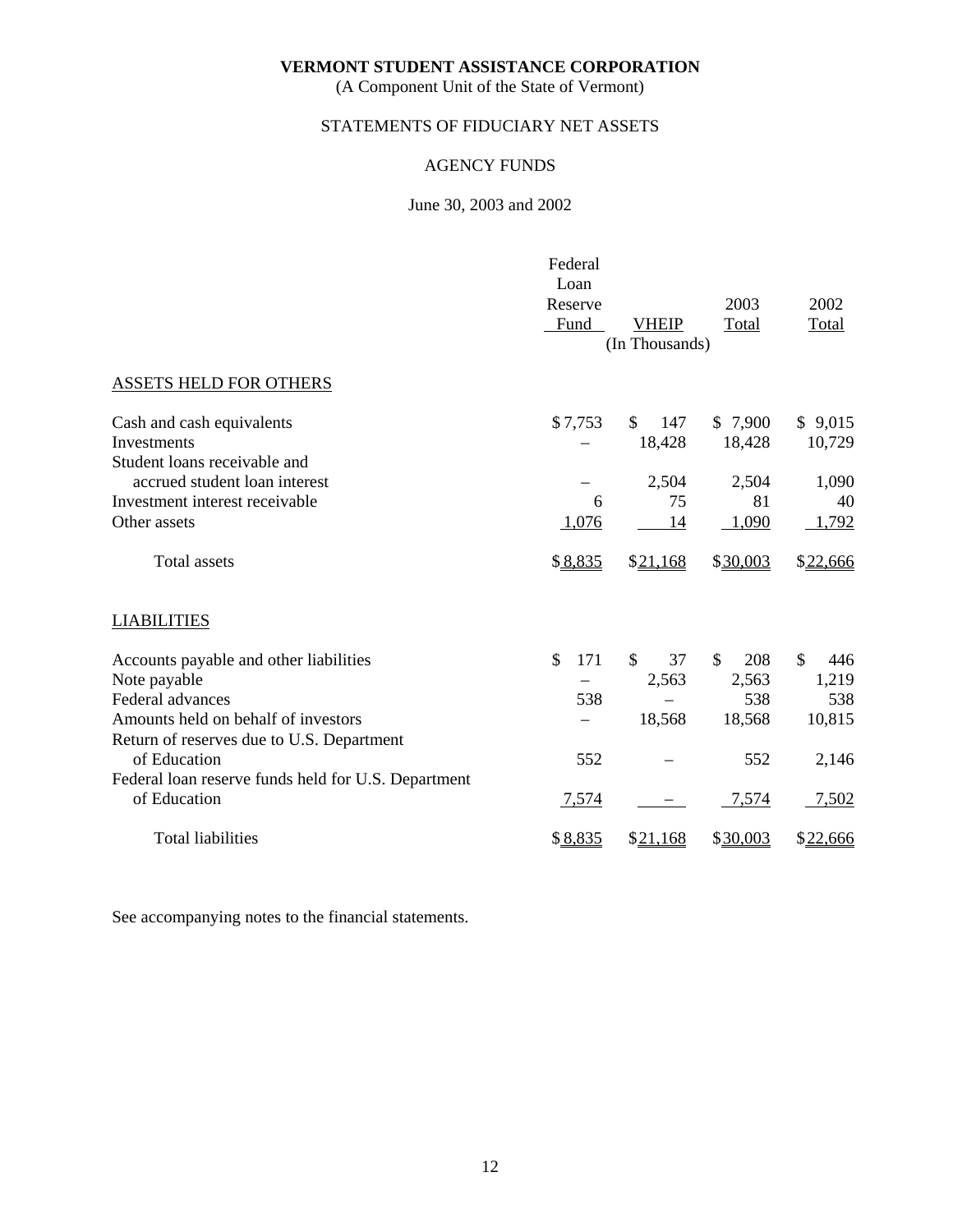**VERMONT STUDENT ASSISTANCE CORPORATION**

(A Component Unit of the State of Vermont)

STATEMENTS OF FIDUCIARY NET ASSETS

AGENCY FUNDS

June 30, 2003 and 2002

| | Federal Loan Reserve Fund | VHEIP | 2003 Total | 2002 Total |
|---|---|---|---|---|
| | | (In Thousands) | | |
| ASSETS HELD FOR OTHERS | | | | |
| Cash and cash equivalents | $7,753 | $ 147 | $ 7,900 | $ 9,015 |
| Investments | – | 18,428 | 18,428 | 10,729 |
| Student loans receivable and accrued student loan interest | – | 2,504 | 2,504 | 1,090 |
| Investment interest receivable | 6 | 75 | 81 | 40 |
| Other assets | 1,076 | 14 | 1,090 | 1,792 |
| Total assets | $8,835 | $21,168 | $30,003 | $22,666 |
| LIABILITIES | | | | |
| Accounts payable and other liabilities | $ 171 | $ 37 | $ 208 | $ 446 |
| Note payable | – | 2,563 | 2,563 | 1,219 |
| Federal advances | 538 | – | 538 | 538 |
| Amounts held on behalf of investors | – | 18,568 | 18,568 | 10,815 |
| Return of reserves due to U.S. Department of Education | 552 | – | 552 | 2,146 |
| Federal loan reserve funds held for U.S. Department of Education | 7,574 | – | 7,574 | 7,502 |
| Total liabilities | $8,835 | $21,168 | $30,003 | $22,666 |

See accompanying notes to the financial statements.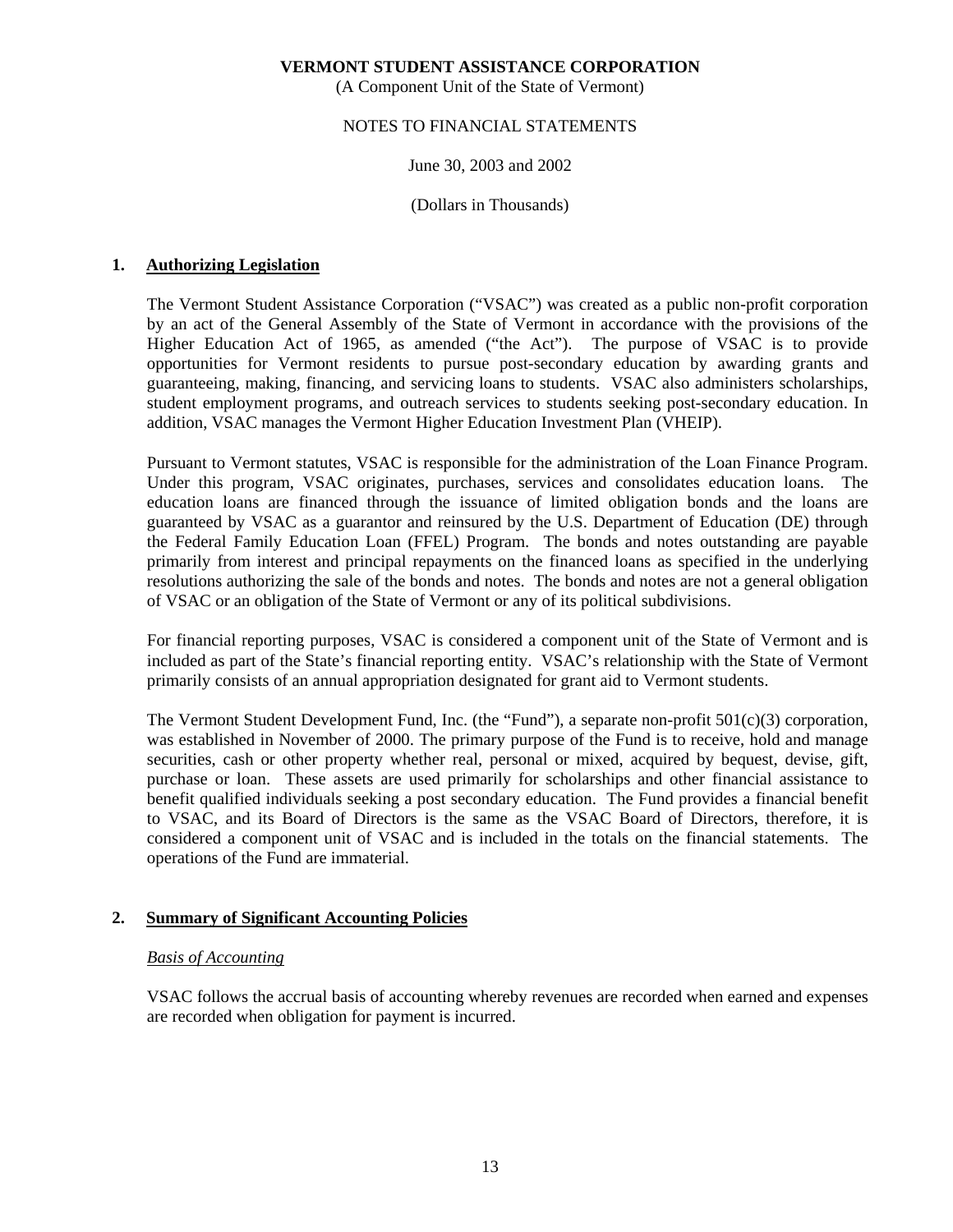**VERMONT STUDENT ASSISTANCE CORPORATION**
(A Component Unit of the State of Vermont)

NOTES TO FINANCIAL STATEMENTS

June 30, 2003 and 2002

(Dollars in Thousands)

## 1. Authorizing Legislation

The Vermont Student Assistance Corporation ("VSAC") was created as a public non-profit corporation by an act of the General Assembly of the State of Vermont in accordance with the provisions of the Higher Education Act of 1965, as amended ("the Act"). The purpose of VSAC is to provide opportunities for Vermont residents to pursue post-secondary education by awarding grants and guaranteeing, making, financing, and servicing loans to students. VSAC also administers scholarships, student employment programs, and outreach services to students seeking post-secondary education. In addition, VSAC manages the Vermont Higher Education Investment Plan (VHEIP).

Pursuant to Vermont statutes, VSAC is responsible for the administration of the Loan Finance Program. Under this program, VSAC originates, purchases, services and consolidates education loans. The education loans are financed through the issuance of limited obligation bonds and the loans are guaranteed by VSAC as a guarantor and reinsured by the U.S. Department of Education (DE) through the Federal Family Education Loan (FFEL) Program. The bonds and notes outstanding are payable primarily from interest and principal repayments on the financed loans as specified in the underlying resolutions authorizing the sale of the bonds and notes. The bonds and notes are not a general obligation of VSAC or an obligation of the State of Vermont or any of its political subdivisions.

For financial reporting purposes, VSAC is considered a component unit of the State of Vermont and is included as part of the State's financial reporting entity. VSAC's relationship with the State of Vermont primarily consists of an annual appropriation designated for grant aid to Vermont students.

The Vermont Student Development Fund, Inc. (the "Fund"), a separate non-profit 501(c)(3) corporation, was established in November of 2000. The primary purpose of the Fund is to receive, hold and manage securities, cash or other property whether real, personal or mixed, acquired by bequest, devise, gift, purchase or loan. These assets are used primarily for scholarships and other financial assistance to benefit qualified individuals seeking a post secondary education. The Fund provides a financial benefit to VSAC, and its Board of Directors is the same as the VSAC Board of Directors, therefore, it is considered a component unit of VSAC and is included in the totals on the financial statements. The operations of the Fund are immaterial.

## 2. Summary of Significant Accounting Policies

*Basis of Accounting*

VSAC follows the accrual basis of accounting whereby revenues are recorded when earned and expenses are recorded when obligation for payment is incurred.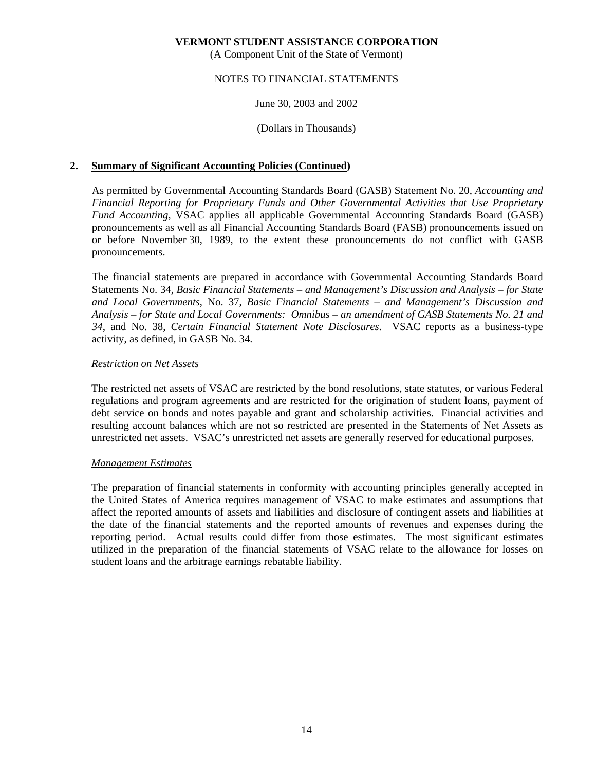## 2. Summary of Significant Accounting Policies (Continued)

As permitted by Governmental Accounting Standards Board (GASB) Statement No. 20, *Accounting and Financial Reporting for Proprietary Funds and Other Governmental Activities that Use Proprietary Fund Accounting*, VSAC applies all applicable Governmental Accounting Standards Board (GASB) pronouncements as well as all Financial Accounting Standards Board (FASB) pronouncements issued on or before November 30, 1989, to the extent these pronouncements do not conflict with GASB pronouncements.

The financial statements are prepared in accordance with Governmental Accounting Standards Board Statements No. 34, *Basic Financial Statements – and Management's Discussion and Analysis – for State and Local Governments*, No. 37, *Basic Financial Statements – and Management's Discussion and Analysis – for State and Local Governments: Omnibus – an amendment of GASB Statements No. 21 and 34*, and No. 38, *Certain Financial Statement Note Disclosures*. VSAC reports as a business-type activity, as defined, in GASB No. 34.

*Restriction on Net Assets*

The restricted net assets of VSAC are restricted by the bond resolutions, state statutes, or various Federal regulations and program agreements and are restricted for the origination of student loans, payment of debt service on bonds and notes payable and grant and scholarship activities. Financial activities and resulting account balances which are not so restricted are presented in the Statements of Net Assets as unrestricted net assets. VSAC's unrestricted net assets are generally reserved for educational purposes.

*Management Estimates*

The preparation of financial statements in conformity with accounting principles generally accepted in the United States of America requires management of VSAC to make estimates and assumptions that affect the reported amounts of assets and liabilities and disclosure of contingent assets and liabilities at the date of the financial statements and the reported amounts of revenues and expenses during the reporting period. Actual results could differ from those estimates. The most significant estimates utilized in the preparation of the financial statements of VSAC relate to the allowance for losses on student loans and the arbitrage earnings rebatable liability.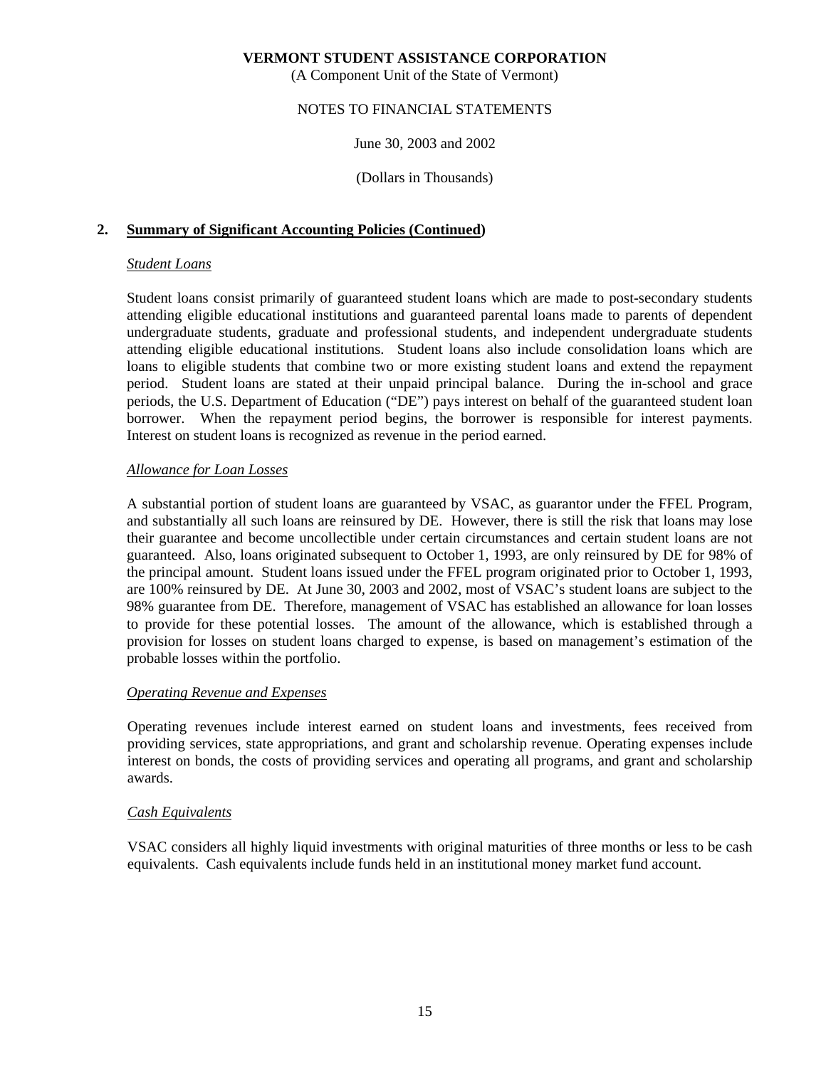**VERMONT STUDENT ASSISTANCE CORPORATION**
(A Component Unit of the State of Vermont)

NOTES TO FINANCIAL STATEMENTS

June 30, 2003 and 2002

(Dollars in Thousands)

## 2. Summary of Significant Accounting Policies (Continued)

### *Student Loans*

Student loans consist primarily of guaranteed student loans which are made to post-secondary students attending eligible educational institutions and guaranteed parental loans made to parents of dependent undergraduate students, graduate and professional students, and independent undergraduate students attending eligible educational institutions. Student loans also include consolidation loans which are loans to eligible students that combine two or more existing student loans and extend the repayment period. Student loans are stated at their unpaid principal balance. During the in-school and grace periods, the U.S. Department of Education ("DE") pays interest on behalf of the guaranteed student loan borrower. When the repayment period begins, the borrower is responsible for interest payments. Interest on student loans is recognized as revenue in the period earned.

### *Allowance for Loan Losses*

A substantial portion of student loans are guaranteed by VSAC, as guarantor under the FFEL Program, and substantially all such loans are reinsured by DE. However, there is still the risk that loans may lose their guarantee and become uncollectible under certain circumstances and certain student loans are not guaranteed. Also, loans originated subsequent to October 1, 1993, are only reinsured by DE for 98% of the principal amount. Student loans issued under the FFEL program originated prior to October 1, 1993, are 100% reinsured by DE. At June 30, 2003 and 2002, most of VSAC's student loans are subject to the 98% guarantee from DE. Therefore, management of VSAC has established an allowance for loan losses to provide for these potential losses. The amount of the allowance, which is established through a provision for losses on student loans charged to expense, is based on management's estimation of the probable losses within the portfolio.

### *Operating Revenue and Expenses*

Operating revenues include interest earned on student loans and investments, fees received from providing services, state appropriations, and grant and scholarship revenue. Operating expenses include interest on bonds, the costs of providing services and operating all programs, and grant and scholarship awards.

### *Cash Equivalents*

VSAC considers all highly liquid investments with original maturities of three months or less to be cash equivalents. Cash equivalents include funds held in an institutional money market fund account.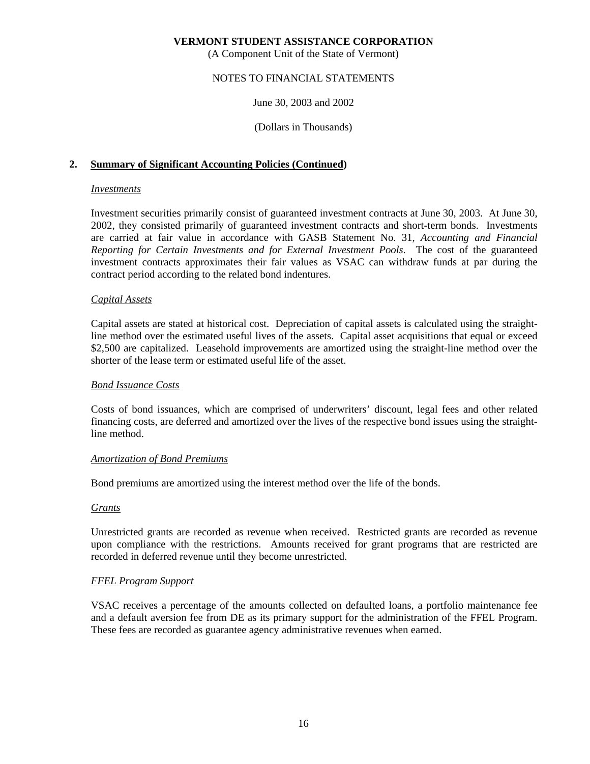## 2. Summary of Significant Accounting Policies (Continued)

### *Investments*

Investment securities primarily consist of guaranteed investment contracts at June 30, 2003. At June 30, 2002, they consisted primarily of guaranteed investment contracts and short-term bonds. Investments are carried at fair value in accordance with GASB Statement No. 31, *Accounting and Financial Reporting for Certain Investments and for External Investment Pools*. The cost of the guaranteed investment contracts approximates their fair values as VSAC can withdraw funds at par during the contract period according to the related bond indentures.

### *Capital Assets*

Capital assets are stated at historical cost. Depreciation of capital assets is calculated using the straight-line method over the estimated useful lives of the assets. Capital asset acquisitions that equal or exceed $2,500 are capitalized. Leasehold improvements are amortized using the straight-line method over the shorter of the lease term or estimated useful life of the asset.

### *Bond Issuance Costs*

Costs of bond issuances, which are comprised of underwriters' discount, legal fees and other related financing costs, are deferred and amortized over the lives of the respective bond issues using the straight-line method.

### *Amortization of Bond Premiums*

Bond premiums are amortized using the interest method over the life of the bonds.

### *Grants*

Unrestricted grants are recorded as revenue when received. Restricted grants are recorded as revenue upon compliance with the restrictions. Amounts received for grant programs that are restricted are recorded in deferred revenue until they become unrestricted.

### *FFEL Program Support*

VSAC receives a percentage of the amounts collected on defaulted loans, a portfolio maintenance fee and a default aversion fee from DE as its primary support for the administration of the FFEL Program. These fees are recorded as guarantee agency administrative revenues when earned.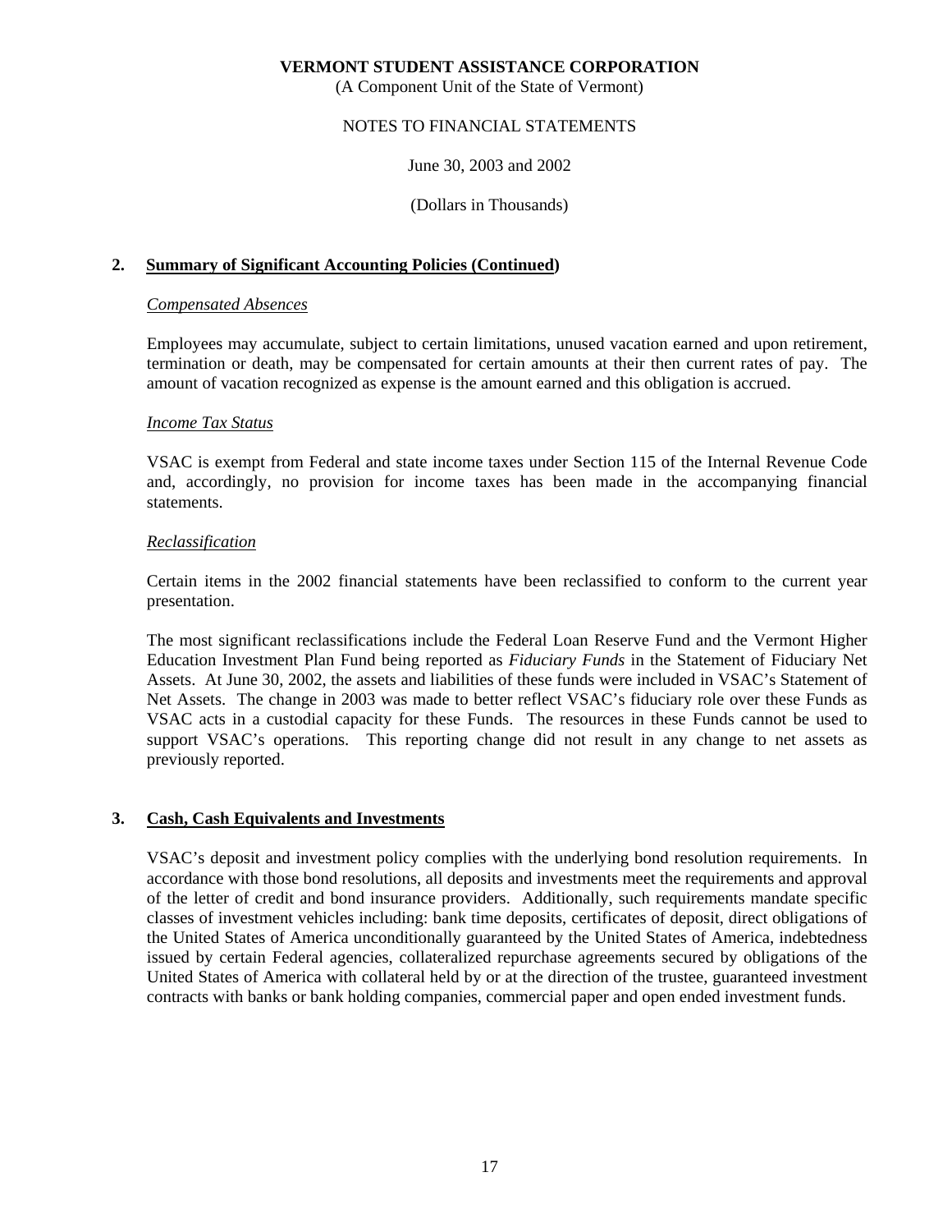**VERMONT STUDENT ASSISTANCE CORPORATION**
(A Component Unit of the State of Vermont)

NOTES TO FINANCIAL STATEMENTS

June 30, 2003 and 2002

(Dollars in Thousands)

## 2. Summary of Significant Accounting Policies (Continued)

*Compensated Absences*

Employees may accumulate, subject to certain limitations, unused vacation earned and upon retirement, termination or death, may be compensated for certain amounts at their then current rates of pay. The amount of vacation recognized as expense is the amount earned and this obligation is accrued.

*Income Tax Status*

VSAC is exempt from Federal and state income taxes under Section 115 of the Internal Revenue Code and, accordingly, no provision for income taxes has been made in the accompanying financial statements.

*Reclassification*

Certain items in the 2002 financial statements have been reclassified to conform to the current year presentation.

The most significant reclassifications include the Federal Loan Reserve Fund and the Vermont Higher Education Investment Plan Fund being reported as *Fiduciary Funds* in the Statement of Fiduciary Net Assets. At June 30, 2002, the assets and liabilities of these funds were included in VSAC's Statement of Net Assets. The change in 2003 was made to better reflect VSAC's fiduciary role over these Funds as VSAC acts in a custodial capacity for these Funds. The resources in these Funds cannot be used to support VSAC's operations. This reporting change did not result in any change to net assets as previously reported.

## 3. Cash, Cash Equivalents and Investments

VSAC's deposit and investment policy complies with the underlying bond resolution requirements. In accordance with those bond resolutions, all deposits and investments meet the requirements and approval of the letter of credit and bond insurance providers. Additionally, such requirements mandate specific classes of investment vehicles including: bank time deposits, certificates of deposit, direct obligations of the United States of America unconditionally guaranteed by the United States of America, indebtedness issued by certain Federal agencies, collateralized repurchase agreements secured by obligations of the United States of America with collateral held by or at the direction of the trustee, guaranteed investment contracts with banks or bank holding companies, commercial paper and open ended investment funds.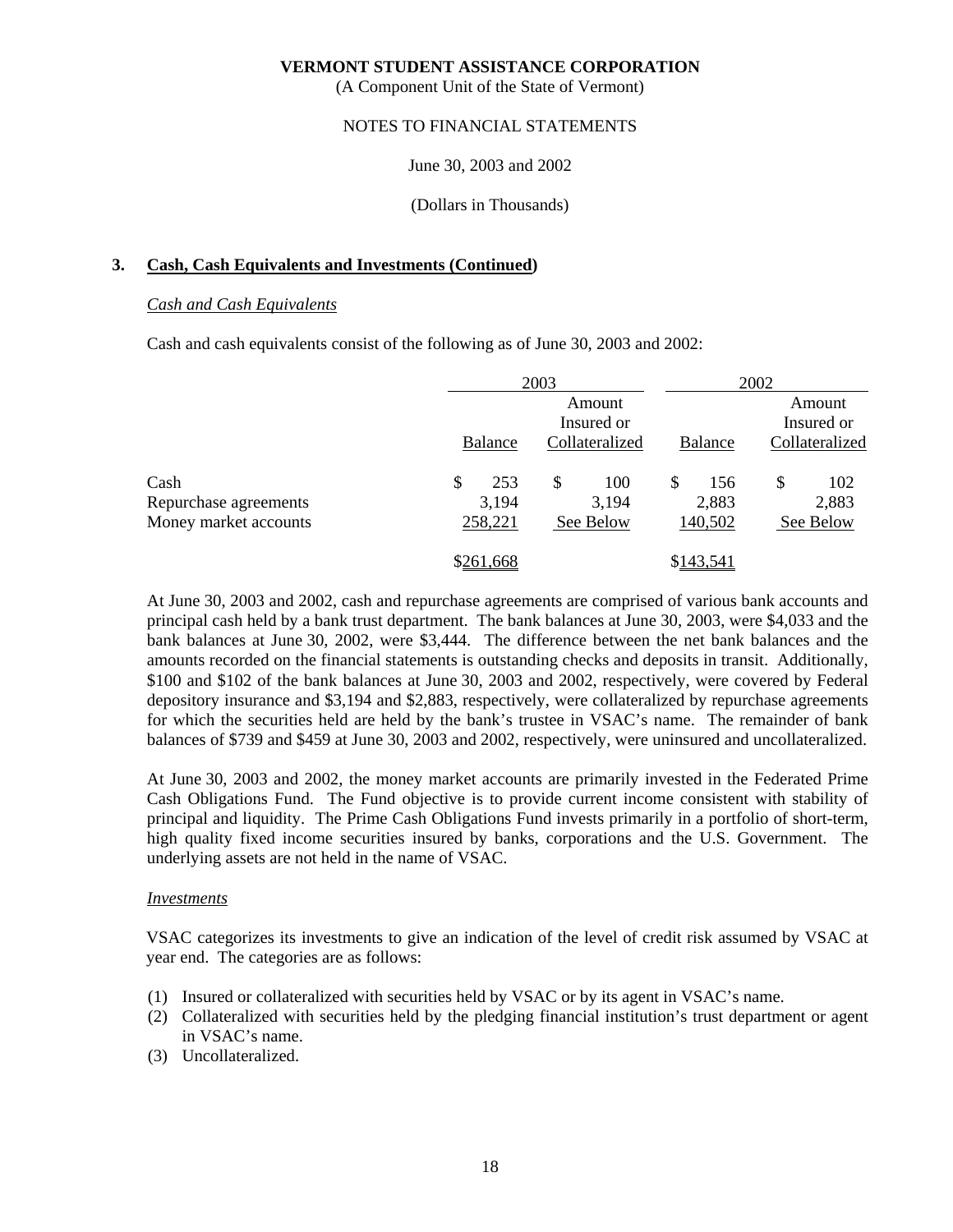**VERMONT STUDENT ASSISTANCE CORPORATION**

(A Component Unit of the State of Vermont)

NOTES TO FINANCIAL STATEMENTS

June 30, 2003 and 2002

(Dollars in Thousands)

## 3. Cash, Cash Equivalents and Investments (Continued)

*Cash and Cash Equivalents*

Cash and cash equivalents consist of the following as of June 30, 2003 and 2002:

| | 2003 | | 2002 | |
|---|---|---|---|---|
| | Balance | Amount Insured or Collateralized | Balance | Amount Insured or Collateralized |
| Cash | $ 253 | $ 100 | $ 156 | $ 102 |
| Repurchase agreements | 3,194 | 3,194 | 2,883 | 2,883 |
| Money market accounts | 258,221 | See Below | 140,502 | See Below |
| | $261,668 | | $143,541 | |

At June 30, 2003 and 2002, cash and repurchase agreements are comprised of various bank accounts and principal cash held by a bank trust department. The bank balances at June 30, 2003, were $4,033 and the bank balances at June 30, 2002, were $3,444. The difference between the net bank balances and the amounts recorded on the financial statements is outstanding checks and deposits in transit. Additionally, $100 and $102 of the bank balances at June 30, 2003 and 2002, respectively, were covered by Federal depository insurance and $3,194 and $2,883, respectively, were collateralized by repurchase agreements for which the securities held are held by the bank's trustee in VSAC's name. The remainder of bank balances of $739 and $459 at June 30, 2003 and 2002, respectively, were uninsured and uncollateralized.

At June 30, 2003 and 2002, the money market accounts are primarily invested in the Federated Prime Cash Obligations Fund. The Fund objective is to provide current income consistent with stability of principal and liquidity. The Prime Cash Obligations Fund invests primarily in a portfolio of short-term, high quality fixed income securities insured by banks, corporations and the U.S. Government. The underlying assets are not held in the name of VSAC.

*Investments*

VSAC categorizes its investments to give an indication of the level of credit risk assumed by VSAC at year end. The categories are as follows:

(1) Insured or collateralized with securities held by VSAC or by its agent in VSAC's name.
(2) Collateralized with securities held by the pledging financial institution's trust department or agent in VSAC's name.
(3) Uncollateralized.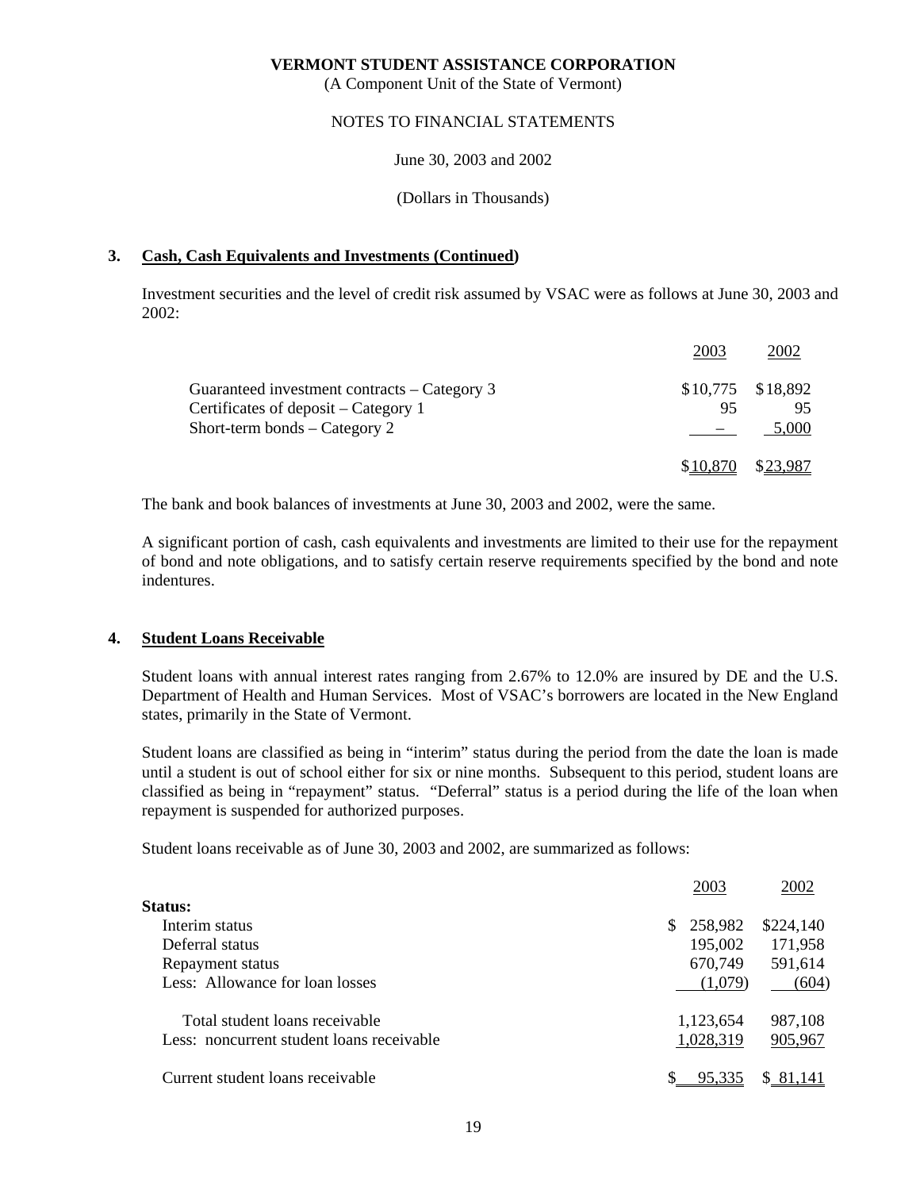**VERMONT STUDENT ASSISTANCE CORPORATION**
(A Component Unit of the State of Vermont)

NOTES TO FINANCIAL STATEMENTS

June 30, 2003 and 2002

(Dollars in Thousands)

## 3. Cash, Cash Equivalents and Investments (Continued)

Investment securities and the level of credit risk assumed by VSAC were as follows at June 30, 2003 and 2002:

| | 2003 | 2002 |
|---|---|---|
| Guaranteed investment contracts – Category 3 | $10,775 | $18,892 |
| Certificates of deposit – Category 1 | 95 | 95 |
| Short-term bonds – Category 2 | – | 5,000 |
| | $10,870 | $23,987 |

The bank and book balances of investments at June 30, 2003 and 2002, were the same.

A significant portion of cash, cash equivalents and investments are limited to their use for the repayment of bond and note obligations, and to satisfy certain reserve requirements specified by the bond and note indentures.

## 4. Student Loans Receivable

Student loans with annual interest rates ranging from 2.67% to 12.0% are insured by DE and the U.S. Department of Health and Human Services. Most of VSAC's borrowers are located in the New England states, primarily in the State of Vermont.

Student loans are classified as being in "interim" status during the period from the date the loan is made until a student is out of school either for six or nine months. Subsequent to this period, student loans are classified as being in "repayment" status. "Deferral" status is a period during the life of the loan when repayment is suspended for authorized purposes.

Student loans receivable as of June 30, 2003 and 2002, are summarized as follows:

| | 2003 | 2002 |
|---|---|---|
| **Status:** | | |
| Interim status | $ 258,982 | $224,140 |
| Deferral status | 195,002 | 171,958 |
| Repayment status | 670,749 | 591,614 |
| Less: Allowance for loan losses | (1,079) | (604) |
| Total student loans receivable | 1,123,654 | 987,108 |
| Less: noncurrent student loans receivable | 1,028,319 | 905,967 |
| Current student loans receivable | $ 95,335 | $ 81,141 |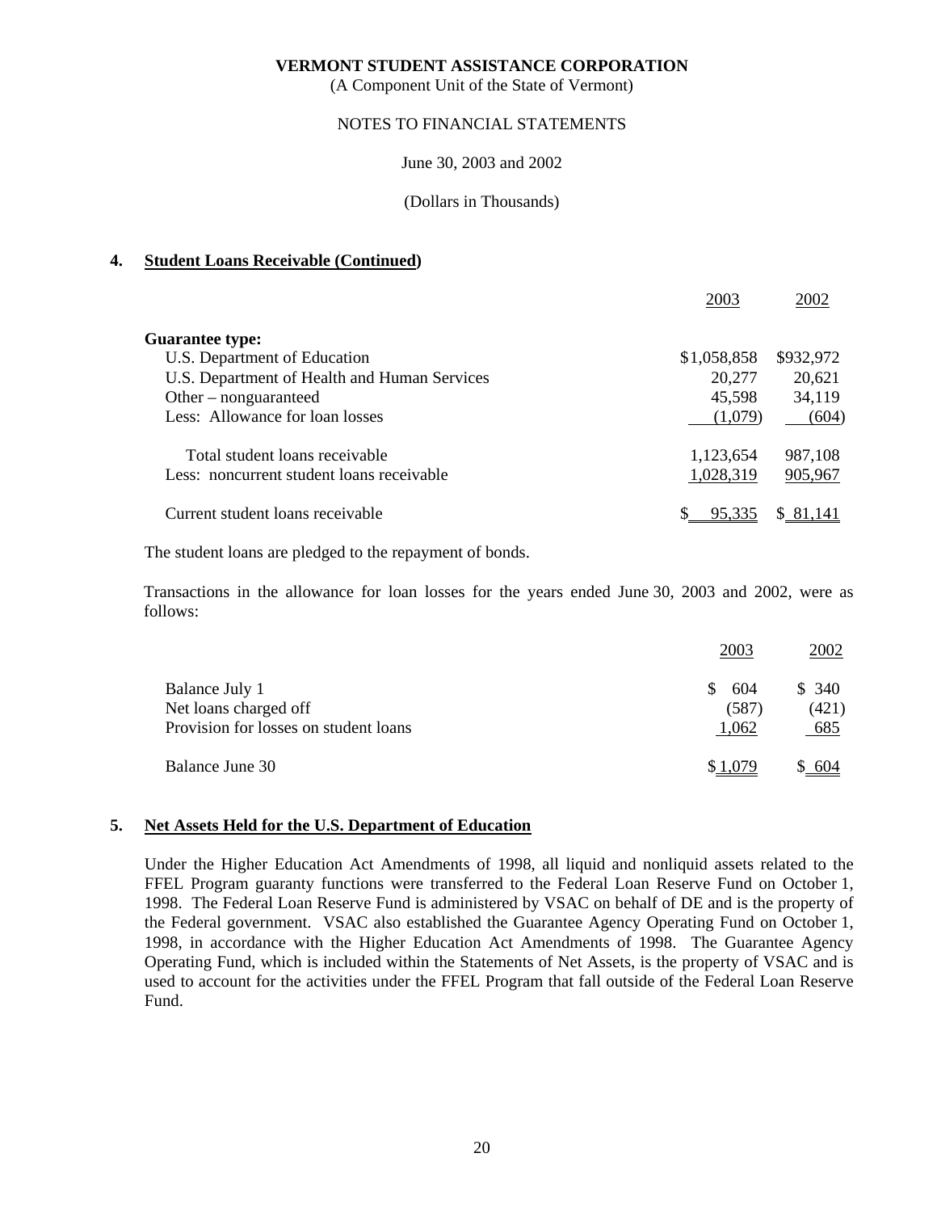**VERMONT STUDENT ASSISTANCE CORPORATION**
(A Component Unit of the State of Vermont)

NOTES TO FINANCIAL STATEMENTS

June 30, 2003 and 2002

(Dollars in Thousands)

## 4. Student Loans Receivable (Continued)

| | 2003 | 2002 |
|---|---|---|
| **Guarantee type:** | | |
| U.S. Department of Education | $1,058,858 | $932,972 |
| U.S. Department of Health and Human Services | 20,277 | 20,621 |
| Other – nonguaranteed | 45,598 | 34,119 |
| Less: Allowance for loan losses | (1,079) | (604) |
| Total student loans receivable | 1,123,654 | 987,108 |
| Less: noncurrent student loans receivable | 1,028,319 | 905,967 |
| Current student loans receivable | $ 95,335 | $ 81,141 |

The student loans are pledged to the repayment of bonds.

Transactions in the allowance for loan losses for the years ended June 30, 2003 and 2002, were as follows:

| | 2003 | 2002 |
|---|---|---|
| Balance July 1 | $ 604 | $ 340 |
| Net loans charged off | (587) | (421) |
| Provision for losses on student loans | 1,062 | 685 |
| Balance June 30 | $ 1,079 | $ 604 |

## 5. Net Assets Held for the U.S. Department of Education

Under the Higher Education Act Amendments of 1998, all liquid and nonliquid assets related to the FFEL Program guaranty functions were transferred to the Federal Loan Reserve Fund on October 1, 1998. The Federal Loan Reserve Fund is administered by VSAC on behalf of DE and is the property of the Federal government. VSAC also established the Guarantee Agency Operating Fund on October 1, 1998, in accordance with the Higher Education Act Amendments of 1998. The Guarantee Agency Operating Fund, which is included within the Statements of Net Assets, is the property of VSAC and is used to account for the activities under the FFEL Program that fall outside of the Federal Loan Reserve Fund.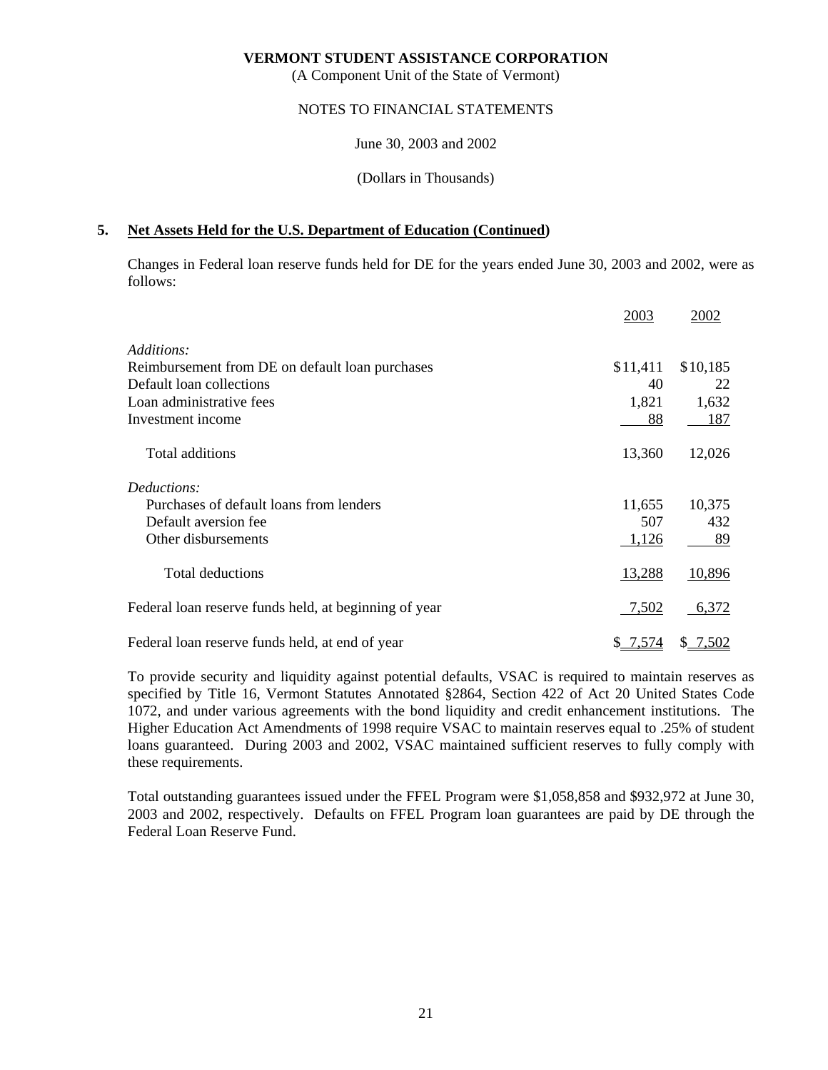**VERMONT STUDENT ASSISTANCE CORPORATION**
(A Component Unit of the State of Vermont)

NOTES TO FINANCIAL STATEMENTS

June 30, 2003 and 2002

(Dollars in Thousands)

## 5. Net Assets Held for the U.S. Department of Education (Continued)

Changes in Federal loan reserve funds held for DE for the years ended June 30, 2003 and 2002, were as follows:

| | 2003 | 2002 |
|---|---|---|
| *Additions:* | | |
| Reimbursement from DE on default loan purchases | $11,411 | $10,185 |
| Default loan collections | 40 | 22 |
| Loan administrative fees | 1,821 | 1,632 |
| Investment income | 88 | 187 |
| Total additions | 13,360 | 12,026 |
| *Deductions:* | | |
| Purchases of default loans from lenders | 11,655 | 10,375 |
| Default aversion fee | 507 | 432 |
| Other disbursements | 1,126 | 89 |
| Total deductions | 13,288 | 10,896 |
| Federal loan reserve funds held, at beginning of year | 7,502 | 6,372 |
| Federal loan reserve funds held, at end of year | $ 7,574 | $ 7,502 |

To provide security and liquidity against potential defaults, VSAC is required to maintain reserves as specified by Title 16, Vermont Statutes Annotated §2864, Section 422 of Act 20 United States Code 1072, and under various agreements with the bond liquidity and credit enhancement institutions. The Higher Education Act Amendments of 1998 require VSAC to maintain reserves equal to .25% of student loans guaranteed. During 2003 and 2002, VSAC maintained sufficient reserves to fully comply with these requirements.

Total outstanding guarantees issued under the FFEL Program were $1,058,858 and $932,972 at June 30, 2003 and 2002, respectively. Defaults on FFEL Program loan guarantees are paid by DE through the Federal Loan Reserve Fund.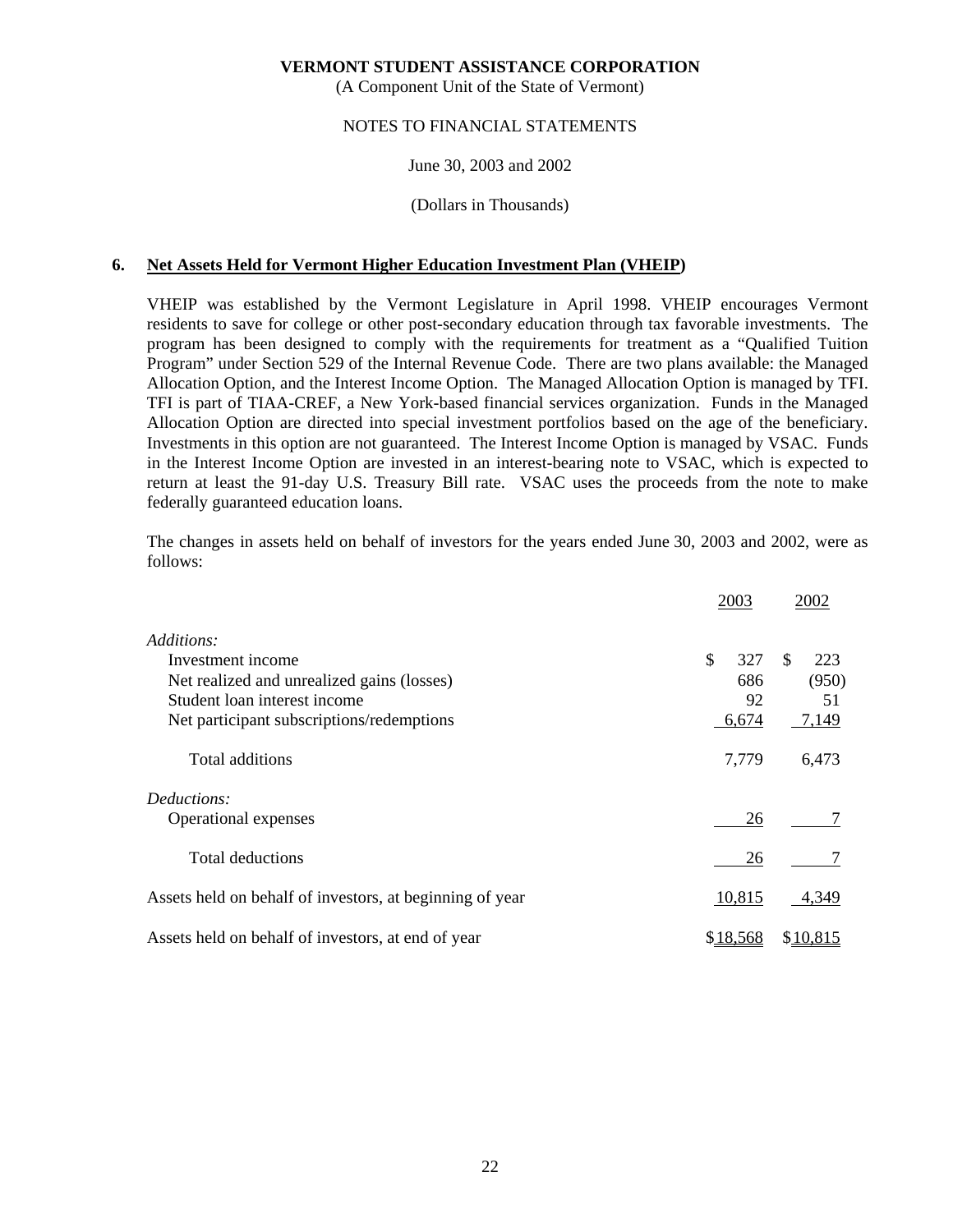**VERMONT STUDENT ASSISTANCE CORPORATION**
(A Component Unit of the State of Vermont)

NOTES TO FINANCIAL STATEMENTS

June 30, 2003 and 2002

(Dollars in Thousands)

## 6. Net Assets Held for Vermont Higher Education Investment Plan (VHEIP)

VHEIP was established by the Vermont Legislature in April 1998. VHEIP encourages Vermont residents to save for college or other post-secondary education through tax favorable investments. The program has been designed to comply with the requirements for treatment as a "Qualified Tuition Program" under Section 529 of the Internal Revenue Code. There are two plans available: the Managed Allocation Option, and the Interest Income Option. The Managed Allocation Option is managed by TFI. TFI is part of TIAA-CREF, a New York-based financial services organization. Funds in the Managed Allocation Option are directed into special investment portfolios based on the age of the beneficiary. Investments in this option are not guaranteed. The Interest Income Option is managed by VSAC. Funds in the Interest Income Option are invested in an interest-bearing note to VSAC, which is expected to return at least the 91-day U.S. Treasury Bill rate. VSAC uses the proceeds from the note to make federally guaranteed education loans.

The changes in assets held on behalf of investors for the years ended June 30, 2003 and 2002, were as follows:

| | 2003 | 2002 |
|---|---|---|
| *Additions:* | | |
| Investment income | $ 327 | $ 223 |
| Net realized and unrealized gains (losses) | 686 | (950) |
| Student loan interest income | 92 | 51 |
| Net participant subscriptions/redemptions | 6,674 | 7,149 |
| Total additions | 7,779 | 6,473 |
| *Deductions:* | | |
| Operational expenses | 26 | 7 |
| Total deductions | 26 | 7 |
| Assets held on behalf of investors, at beginning of year | 10,815 | 4,349 |
| Assets held on behalf of investors, at end of year | $18,568 | $10,815 |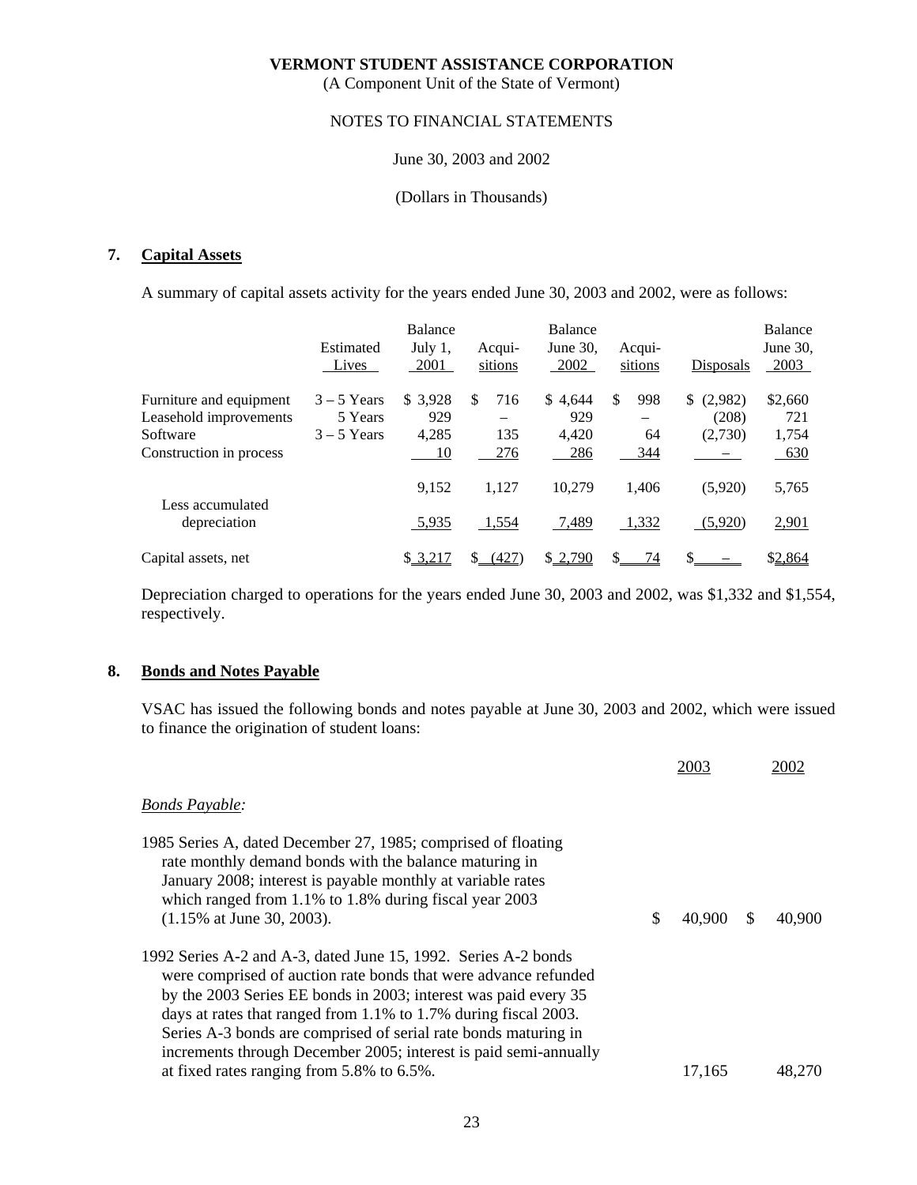**VERMONT STUDENT ASSISTANCE CORPORATION**
(A Component Unit of the State of Vermont)

NOTES TO FINANCIAL STATEMENTS

June 30, 2003 and 2002

(Dollars in Thousands)

## 7. Capital Assets

A summary of capital assets activity for the years ended June 30, 2003 and 2002, were as follows:

| | Estimated Lives | Balance July 1, 2001 | Acquisitions | Balance June 30, 2002 | Acquisitions | Disposals | Balance June 30, 2003 |
|---|---|---|---|---|---|---|---|
| Furniture and equipment | 3 – 5 Years | $ 3,928 | $ 716 | $ 4,644 | $ 998 | $ (2,982) | $2,660 |
| Leasehold improvements | 5 Years | 929 | – | 929 | – | (208) | 721 |
| Software | 3 – 5 Years | 4,285 | 135 | 4,420 | 64 | (2,730) | 1,754 |
| Construction in process | | 10 | 276 | 286 | 344 | – | 630 |
| | | 9,152 | 1,127 | 10,279 | 1,406 | (5,920) | 5,765 |
| Less accumulated depreciation | | 5,935 | 1,554 | 7,489 | 1,332 | (5,920) | 2,901 |
| Capital assets, net | | $ 3,217 | $ (427) | $ 2,790 | $ 74 | $ – | $2,864 |

Depreciation charged to operations for the years ended June 30, 2003 and 2002, was $1,332 and $1,554, respectively.

## 8. Bonds and Notes Payable

VSAC has issued the following bonds and notes payable at June 30, 2003 and 2002, which were issued to finance the origination of student loans:

| | 2003 | 2002 |
|---|---|---|
| *Bonds Payable:* | | |
| 1985 Series A, dated December 27, 1985; comprised of floating rate monthly demand bonds with the balance maturing in January 2008; interest is payable monthly at variable rates which ranged from 1.1% to 1.8% during fiscal year 2003 (1.15% at June 30, 2003). | $ 40,900 | $ 40,900 |
| 1992 Series A-2 and A-3, dated June 15, 1992. Series A-2 bonds were comprised of auction rate bonds that were advance refunded by the 2003 Series EE bonds in 2003; interest was paid every 35 days at rates that ranged from 1.1% to 1.7% during fiscal 2003. Series A-3 bonds are comprised of serial rate bonds maturing in increments through December 2005; interest is paid semi-annually at fixed rates ranging from 5.8% to 6.5%. | 17,165 | 48,270 |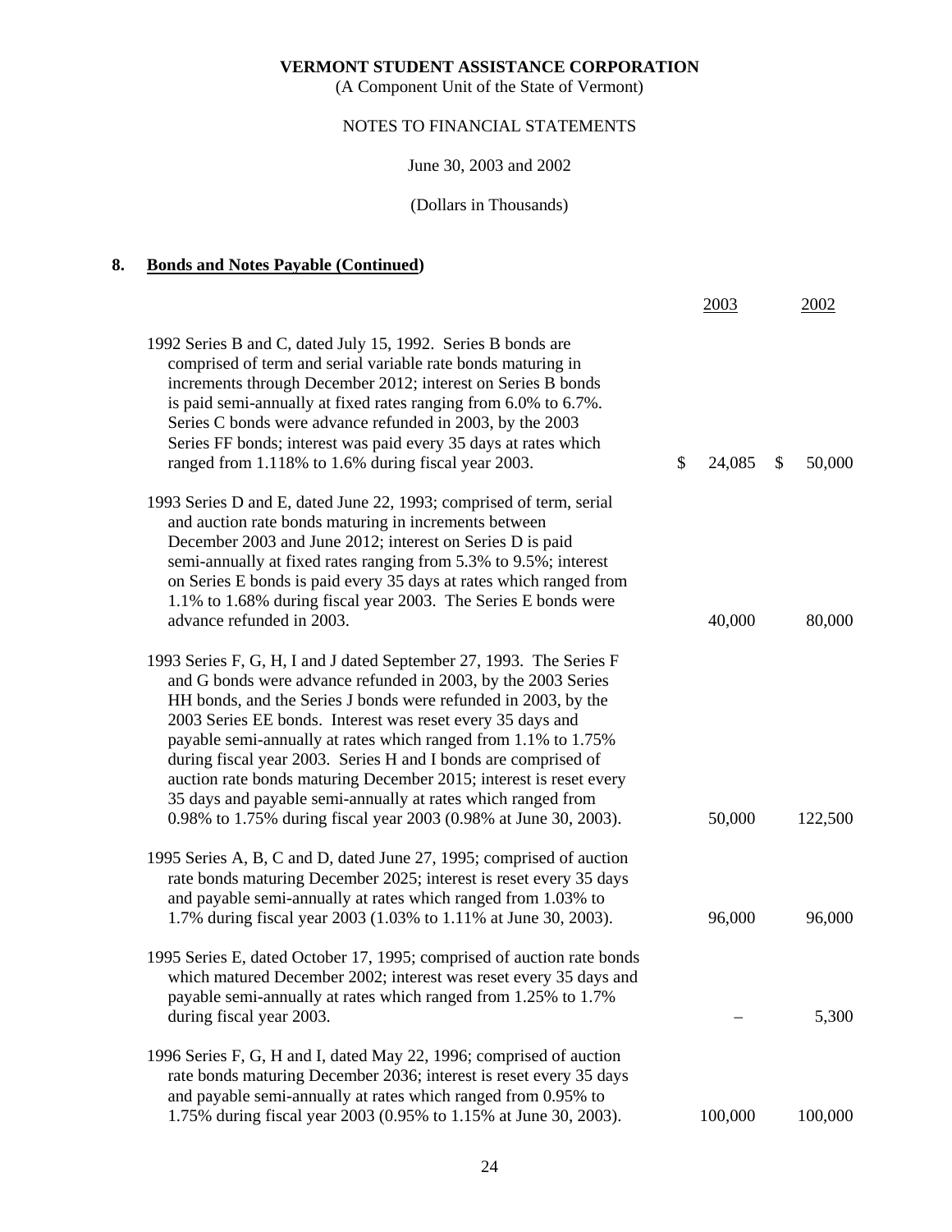**VERMONT STUDENT ASSISTANCE CORPORATION**
(A Component Unit of the State of Vermont)

NOTES TO FINANCIAL STATEMENTS

June 30, 2003 and 2002

(Dollars in Thousands)

## 8. Bonds and Notes Payable (Continued)

| | 2003 | 2002 |
|---|---|---|
| 1992 Series B and C, dated July 15, 1992. Series B bonds are comprised of term and serial variable rate bonds maturing in increments through December 2012; interest on Series B bonds is paid semi-annually at fixed rates ranging from 6.0% to 6.7%. Series C bonds were advance refunded in 2003, by the 2003 Series FF bonds; interest was paid every 35 days at rates which ranged from 1.118% to 1.6% during fiscal year 2003. | $ 24,085 | $ 50,000 |
| 1993 Series D and E, dated June 22, 1993; comprised of term, serial and auction rate bonds maturing in increments between December 2003 and June 2012; interest on Series D is paid semi-annually at fixed rates ranging from 5.3% to 9.5%; interest on Series E bonds is paid every 35 days at rates which ranged from 1.1% to 1.68% during fiscal year 2003. The Series E bonds were advance refunded in 2003. | 40,000 | 80,000 |
| 1993 Series F, G, H, I and J dated September 27, 1993. The Series F and G bonds were advance refunded in 2003, by the 2003 Series HH bonds, and the Series J bonds were refunded in 2003, by the 2003 Series EE bonds. Interest was reset every 35 days and payable semi-annually at rates which ranged from 1.1% to 1.75% during fiscal year 2003. Series H and I bonds are comprised of auction rate bonds maturing December 2015; interest is reset every 35 days and payable semi-annually at rates which ranged from 0.98% to 1.75% during fiscal year 2003 (0.98% at June 30, 2003). | 50,000 | 122,500 |
| 1995 Series A, B, C and D, dated June 27, 1995; comprised of auction rate bonds maturing December 2025; interest is reset every 35 days and payable semi-annually at rates which ranged from 1.03% to 1.7% during fiscal year 2003 (1.03% to 1.11% at June 30, 2003). | 96,000 | 96,000 |
| 1995 Series E, dated October 17, 1995; comprised of auction rate bonds which matured December 2002; interest was reset every 35 days and payable semi-annually at rates which ranged from 1.25% to 1.7% during fiscal year 2003. | – | 5,300 |
| 1996 Series F, G, H and I, dated May 22, 1996; comprised of auction rate bonds maturing December 2036; interest is reset every 35 days and payable semi-annually at rates which ranged from 0.95% to 1.75% during fiscal year 2003 (0.95% to 1.15% at June 30, 2003). | 100,000 | 100,000 |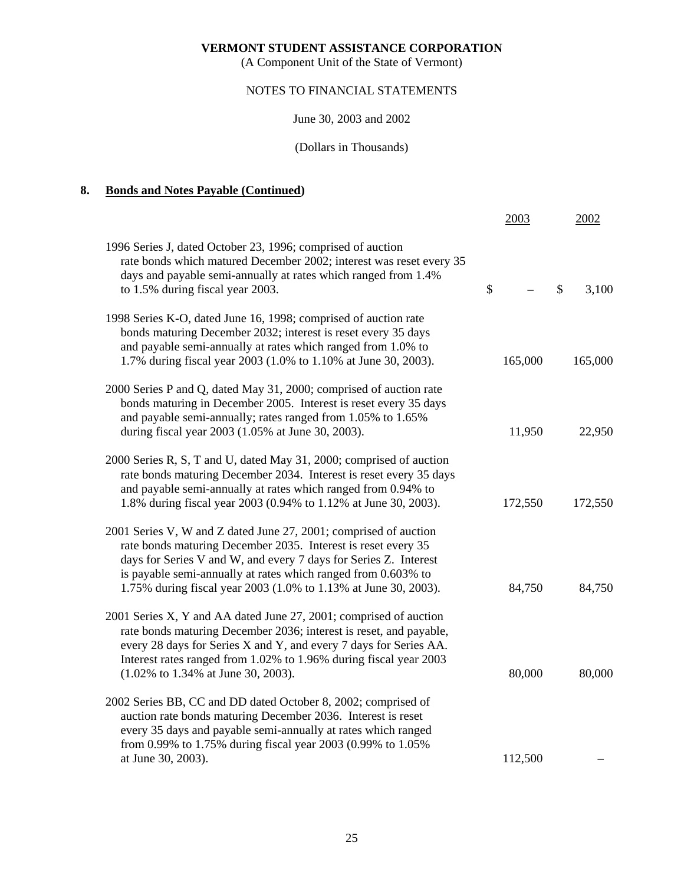**VERMONT STUDENT ASSISTANCE CORPORATION**
(A Component Unit of the State of Vermont)

NOTES TO FINANCIAL STATEMENTS

June 30, 2003 and 2002

(Dollars in Thousands)

## 8. Bonds and Notes Payable (Continued)

| | 2003 | 2002 |
|---|---|---|
| 1996 Series J, dated October 23, 1996; comprised of auction rate bonds which matured December 2002; interest was reset every 35 days and payable semi-annually at rates which ranged from 1.4% to 1.5% during fiscal year 2003. | $ – | $ 3,100 |
| 1998 Series K-O, dated June 16, 1998; comprised of auction rate bonds maturing December 2032; interest is reset every 35 days and payable semi-annually at rates which ranged from 1.0% to 1.7% during fiscal year 2003 (1.0% to 1.10% at June 30, 2003). | 165,000 | 165,000 |
| 2000 Series P and Q, dated May 31, 2000; comprised of auction rate bonds maturing in December 2005. Interest is reset every 35 days and payable semi-annually; rates ranged from 1.05% to 1.65% during fiscal year 2003 (1.05% at June 30, 2003). | 11,950 | 22,950 |
| 2000 Series R, S, T and U, dated May 31, 2000; comprised of auction rate bonds maturing December 2034. Interest is reset every 35 days and payable semi-annually at rates which ranged from 0.94% to 1.8% during fiscal year 2003 (0.94% to 1.12% at June 30, 2003). | 172,550 | 172,550 |
| 2001 Series V, W and Z dated June 27, 2001; comprised of auction rate bonds maturing December 2035. Interest is reset every 35 days for Series V and W, and every 7 days for Series Z. Interest is payable semi-annually at rates which ranged from 0.603% to 1.75% during fiscal year 2003 (1.0% to 1.13% at June 30, 2003). | 84,750 | 84,750 |
| 2001 Series X, Y and AA dated June 27, 2001; comprised of auction rate bonds maturing December 2036; interest is reset, and payable, every 28 days for Series X and Y, and every 7 days for Series AA. Interest rates ranged from 1.02% to 1.96% during fiscal year 2003 (1.02% to 1.34% at June 30, 2003). | 80,000 | 80,000 |
| 2002 Series BB, CC and DD dated October 8, 2002; comprised of auction rate bonds maturing December 2036. Interest is reset every 35 days and payable semi-annually at rates which ranged from 0.99% to 1.75% during fiscal year 2003 (0.99% to 1.05% at June 30, 2003). | 112,500 | – |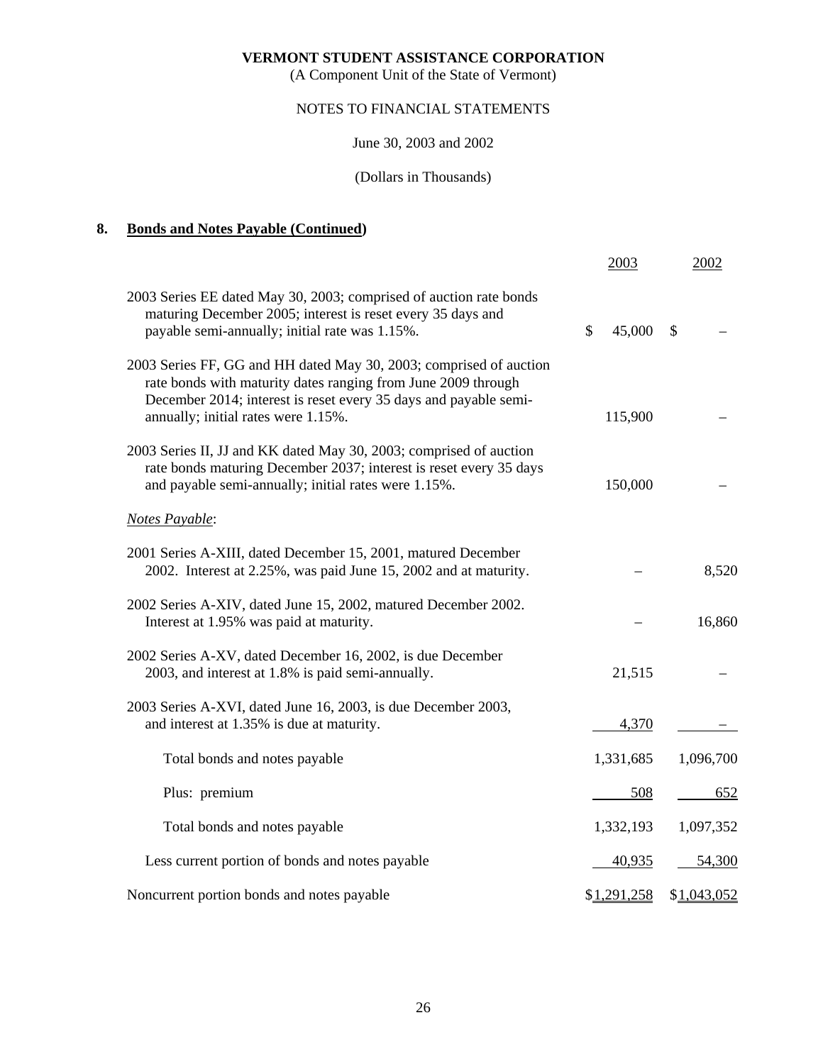**VERMONT STUDENT ASSISTANCE CORPORATION**

(A Component Unit of the State of Vermont)

NOTES TO FINANCIAL STATEMENTS

June 30, 2003 and 2002

(Dollars in Thousands)

## 8. Bonds and Notes Payable (Continued)

| | 2003 | 2002 |
|---|---|---|
| 2003 Series EE dated May 30, 2003; comprised of auction rate bonds maturing December 2005; interest is reset every 35 days and payable semi-annually; initial rate was 1.15%. | $ 45,000 | $ – |
| 2003 Series FF, GG and HH dated May 30, 2003; comprised of auction rate bonds with maturity dates ranging from June 2009 through December 2014; interest is reset every 35 days and payable semi-annually; initial rates were 1.15%. | 115,900 | – |
| 2003 Series II, JJ and KK dated May 30, 2003; comprised of auction rate bonds maturing December 2037; interest is reset every 35 days and payable semi-annually; initial rates were 1.15%. | 150,000 | – |
| *Notes Payable*: | | |
| 2001 Series A-XIII, dated December 15, 2001, matured December 2002. Interest at 2.25%, was paid June 15, 2002 and at maturity. | – | 8,520 |
| 2002 Series A-XIV, dated June 15, 2002, matured December 2002. Interest at 1.95% was paid at maturity. | – | 16,860 |
| 2002 Series A-XV, dated December 16, 2002, is due December 2003, and interest at 1.8% is paid semi-annually. | 21,515 | – |
| 2003 Series A-XVI, dated June 16, 2003, is due December 2003, and interest at 1.35% is due at maturity. | 4,370 | – |
| Total bonds and notes payable | 1,331,685 | 1,096,700 |
| Plus: premium | 508 | 652 |
| Total bonds and notes payable | 1,332,193 | 1,097,352 |
| Less current portion of bonds and notes payable | 40,935 | 54,300 |
| Noncurrent portion bonds and notes payable | $1,291,258 | $1,043,052 |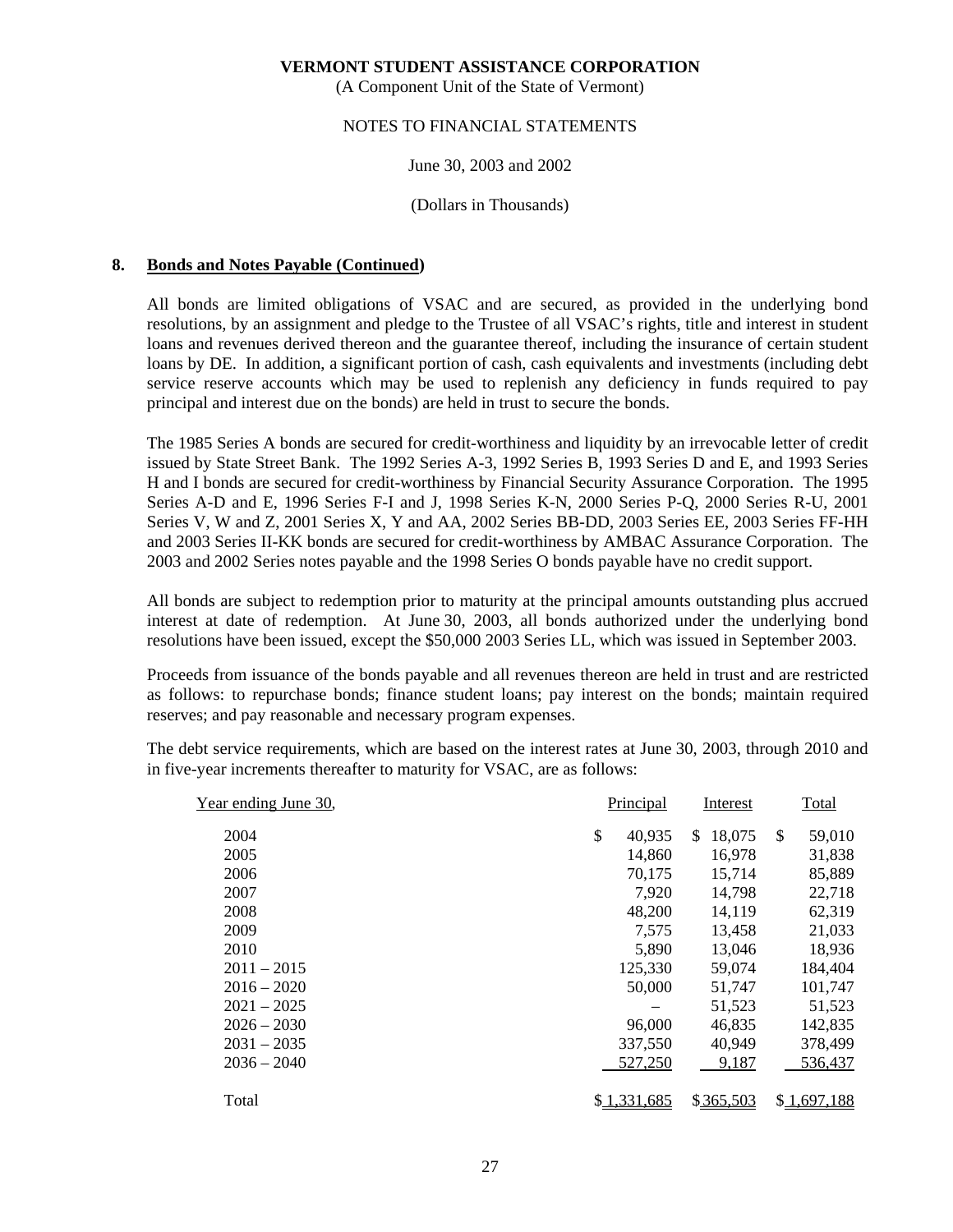**VERMONT STUDENT ASSISTANCE CORPORATION**
(A Component Unit of the State of Vermont)

NOTES TO FINANCIAL STATEMENTS

June 30, 2003 and 2002

(Dollars in Thousands)

## 8. Bonds and Notes Payable (Continued)

All bonds are limited obligations of VSAC and are secured, as provided in the underlying bond resolutions, by an assignment and pledge to the Trustee of all VSAC's rights, title and interest in student loans and revenues derived thereon and the guarantee thereof, including the insurance of certain student loans by DE. In addition, a significant portion of cash, cash equivalents and investments (including debt service reserve accounts which may be used to replenish any deficiency in funds required to pay principal and interest due on the bonds) are held in trust to secure the bonds.

The 1985 Series A bonds are secured for credit-worthiness and liquidity by an irrevocable letter of credit issued by State Street Bank. The 1992 Series A-3, 1992 Series B, 1993 Series D and E, and 1993 Series H and I bonds are secured for credit-worthiness by Financial Security Assurance Corporation. The 1995 Series A-D and E, 1996 Series F-I and J, 1998 Series K-N, 2000 Series P-Q, 2000 Series R-U, 2001 Series V, W and Z, 2001 Series X, Y and AA, 2002 Series BB-DD, 2003 Series EE, 2003 Series FF-HH and 2003 Series II-KK bonds are secured for credit-worthiness by AMBAC Assurance Corporation. The 2003 and 2002 Series notes payable and the 1998 Series O bonds payable have no credit support.

All bonds are subject to redemption prior to maturity at the principal amounts outstanding plus accrued interest at date of redemption. At June 30, 2003, all bonds authorized under the underlying bond resolutions have been issued, except the $50,000 2003 Series LL, which was issued in September 2003.

Proceeds from issuance of the bonds payable and all revenues thereon are held in trust and are restricted as follows: to repurchase bonds; finance student loans; pay interest on the bonds; maintain required reserves; and pay reasonable and necessary program expenses.

The debt service requirements, which are based on the interest rates at June 30, 2003, through 2010 and in five-year increments thereafter to maturity for VSAC, are as follows:

| Year ending June 30, | Principal | Interest | Total |
|---|---|---|---|
| 2004 | $ 40,935 | $ 18,075 | $ 59,010 |
| 2005 | 14,860 | 16,978 | 31,838 |
| 2006 | 70,175 | 15,714 | 85,889 |
| 2007 | 7,920 | 14,798 | 22,718 |
| 2008 | 48,200 | 14,119 | 62,319 |
| 2009 | 7,575 | 13,458 | 21,033 |
| 2010 | 5,890 | 13,046 | 18,936 |
| 2011 – 2015 | 125,330 | 59,074 | 184,404 |
| 2016 – 2020 | 50,000 | 51,747 | 101,747 |
| 2021 – 2025 | – | 51,523 | 51,523 |
| 2026 – 2030 | 96,000 | 46,835 | 142,835 |
| 2031 – 2035 | 337,550 | 40,949 | 378,499 |
| 2036 – 2040 | 527,250 | 9,187 | 536,437 |
| Total | $ 1,331,685 | $ 365,503 | $ 1,697,188 |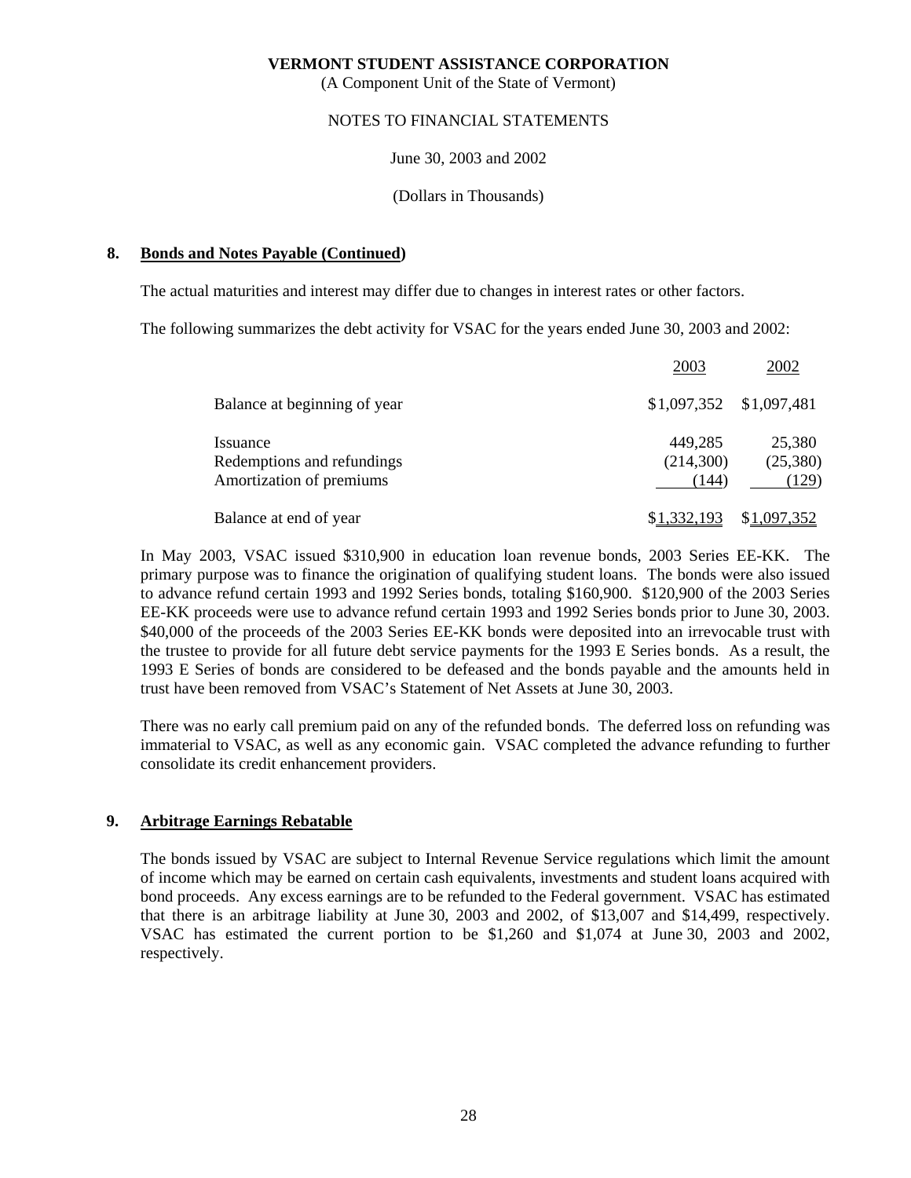**VERMONT STUDENT ASSISTANCE CORPORATION**
(A Component Unit of the State of Vermont)

NOTES TO FINANCIAL STATEMENTS

June 30, 2003 and 2002

(Dollars in Thousands)

**8. Bonds and Notes Payable (Continued)**

The actual maturities and interest may differ due to changes in interest rates or other factors.

The following summarizes the debt activity for VSAC for the years ended June 30, 2003 and 2002:

| | 2003 | 2002 |
|---|---|---|
| Balance at beginning of year | $1,097,352 | $1,097,481 |
| Issuance | 449,285 | 25,380 |
| Redemptions and refundings | (214,300) | (25,380) |
| Amortization of premiums | (144) | (129) |
| Balance at end of year | $1,332,193 | $1,097,352 |

In May 2003, VSAC issued $310,900 in education loan revenue bonds, 2003 Series EE-KK. The primary purpose was to finance the origination of qualifying student loans. The bonds were also issued to advance refund certain 1993 and 1992 Series bonds, totaling $160,900. $120,900 of the 2003 Series EE-KK proceeds were use to advance refund certain 1993 and 1992 Series bonds prior to June 30, 2003. $40,000 of the proceeds of the 2003 Series EE-KK bonds were deposited into an irrevocable trust with the trustee to provide for all future debt service payments for the 1993 E Series bonds. As a result, the 1993 E Series of bonds are considered to be defeased and the bonds payable and the amounts held in trust have been removed from VSAC's Statement of Net Assets at June 30, 2003.

There was no early call premium paid on any of the refunded bonds. The deferred loss on refunding was immaterial to VSAC, as well as any economic gain. VSAC completed the advance refunding to further consolidate its credit enhancement providers.

**9. Arbitrage Earnings Rebatable**

The bonds issued by VSAC are subject to Internal Revenue Service regulations which limit the amount of income which may be earned on certain cash equivalents, investments and student loans acquired with bond proceeds. Any excess earnings are to be refunded to the Federal government. VSAC has estimated that there is an arbitrage liability at June 30, 2003 and 2002, of $13,007 and $14,499, respectively. VSAC has estimated the current portion to be $1,260 and $1,074 at June 30, 2003 and 2002, respectively.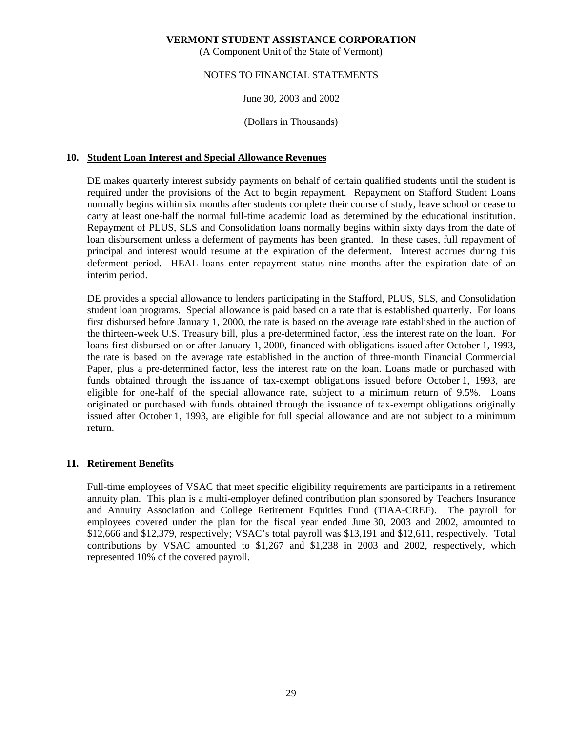**VERMONT STUDENT ASSISTANCE CORPORATION**
(A Component Unit of the State of Vermont)

NOTES TO FINANCIAL STATEMENTS

June 30, 2003 and 2002

(Dollars in Thousands)

## 10. Student Loan Interest and Special Allowance Revenues

DE makes quarterly interest subsidy payments on behalf of certain qualified students until the student is required under the provisions of the Act to begin repayment. Repayment on Stafford Student Loans normally begins within six months after students complete their course of study, leave school or cease to carry at least one-half the normal full-time academic load as determined by the educational institution. Repayment of PLUS, SLS and Consolidation loans normally begins within sixty days from the date of loan disbursement unless a deferment of payments has been granted. In these cases, full repayment of principal and interest would resume at the expiration of the deferment. Interest accrues during this deferment period. HEAL loans enter repayment status nine months after the expiration date of an interim period.

DE provides a special allowance to lenders participating in the Stafford, PLUS, SLS, and Consolidation student loan programs. Special allowance is paid based on a rate that is established quarterly. For loans first disbursed before January 1, 2000, the rate is based on the average rate established in the auction of the thirteen-week U.S. Treasury bill, plus a pre-determined factor, less the interest rate on the loan. For loans first disbursed on or after January 1, 2000, financed with obligations issued after October 1, 1993, the rate is based on the average rate established in the auction of three-month Financial Commercial Paper, plus a pre-determined factor, less the interest rate on the loan. Loans made or purchased with funds obtained through the issuance of tax-exempt obligations issued before October 1, 1993, are eligible for one-half of the special allowance rate, subject to a minimum return of 9.5%. Loans originated or purchased with funds obtained through the issuance of tax-exempt obligations originally issued after October 1, 1993, are eligible for full special allowance and are not subject to a minimum return.

## 11. Retirement Benefits

Full-time employees of VSAC that meet specific eligibility requirements are participants in a retirement annuity plan. This plan is a multi-employer defined contribution plan sponsored by Teachers Insurance and Annuity Association and College Retirement Equities Fund (TIAA-CREF). The payroll for employees covered under the plan for the fiscal year ended June 30, 2003 and 2002, amounted to $12,666 and $12,379, respectively; VSAC's total payroll was $13,191 and $12,611, respectively. Total contributions by VSAC amounted to $1,267 and $1,238 in 2003 and 2002, respectively, which represented 10% of the covered payroll.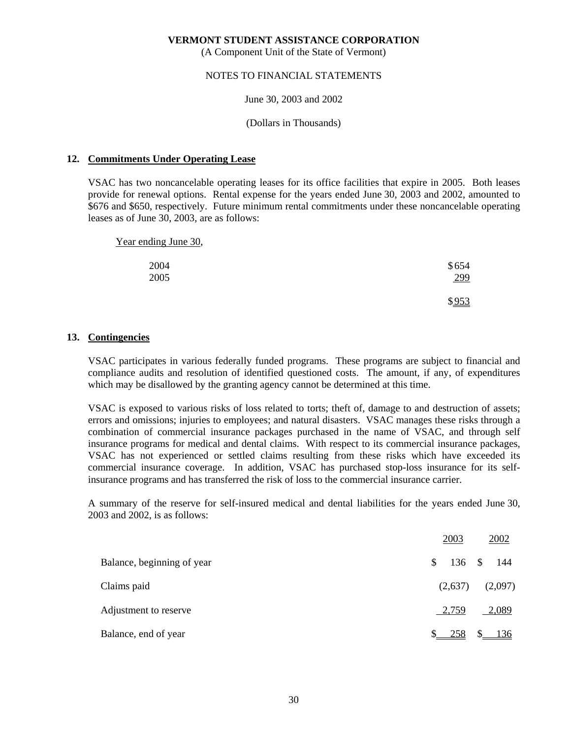**VERMONT STUDENT ASSISTANCE CORPORATION**
(A Component Unit of the State of Vermont)

NOTES TO FINANCIAL STATEMENTS

June 30, 2003 and 2002

(Dollars in Thousands)

## 12. Commitments Under Operating Lease

VSAC has two noncancelable operating leases for its office facilities that expire in 2005. Both leases provide for renewal options. Rental expense for the years ended June 30, 2003 and 2002, amounted to $676 and $650, respectively. Future minimum rental commitments under these noncancelable operating leases as of June 30, 2003, are as follows:

| Year ending June 30, | |
|---|---|
| 2004 | $654 |
| 2005 | 299 |
| | $953 |

## 13. Contingencies

VSAC participates in various federally funded programs. These programs are subject to financial and compliance audits and resolution of identified questioned costs. The amount, if any, of expenditures which may be disallowed by the granting agency cannot be determined at this time.

VSAC is exposed to various risks of loss related to torts; theft of, damage to and destruction of assets; errors and omissions; injuries to employees; and natural disasters. VSAC manages these risks through a combination of commercial insurance packages purchased in the name of VSAC, and through self insurance programs for medical and dental claims. With respect to its commercial insurance packages, VSAC has not experienced or settled claims resulting from these risks which have exceeded its commercial insurance coverage. In addition, VSAC has purchased stop-loss insurance for its self-insurance programs and has transferred the risk of loss to the commercial insurance carrier.

A summary of the reserve for self-insured medical and dental liabilities for the years ended June 30, 2003 and 2002, is as follows:

| | 2003 | 2002 |
|---|---|---|
| Balance, beginning of year | $ 136 | $ 144 |
| Claims paid | (2,637) | (2,097) |
| Adjustment to reserve | 2,759 | 2,089 |
| Balance, end of year | $ 258 | $ 136 |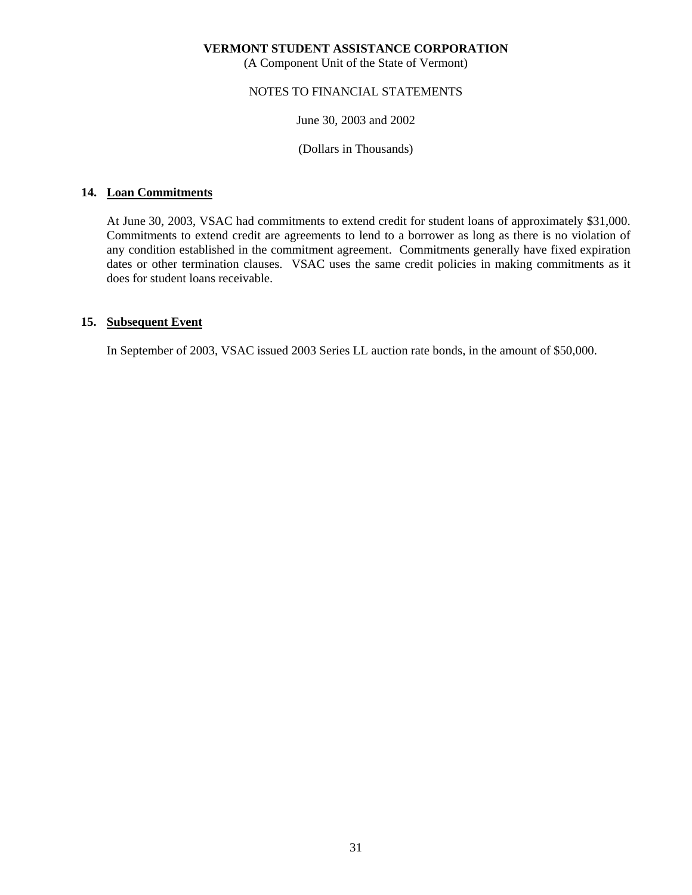**VERMONT STUDENT ASSISTANCE CORPORATION**
(A Component Unit of the State of Vermont)

NOTES TO FINANCIAL STATEMENTS

June 30, 2003 and 2002

(Dollars in Thousands)

## 14. Loan Commitments

At June 30, 2003, VSAC had commitments to extend credit for student loans of approximately $31,000. Commitments to extend credit are agreements to lend to a borrower as long as there is no violation of any condition established in the commitment agreement. Commitments generally have fixed expiration dates or other termination clauses. VSAC uses the same credit policies in making commitments as it does for student loans receivable.

## 15. Subsequent Event

In September of 2003, VSAC issued 2003 Series LL auction rate bonds, in the amount of $50,000.